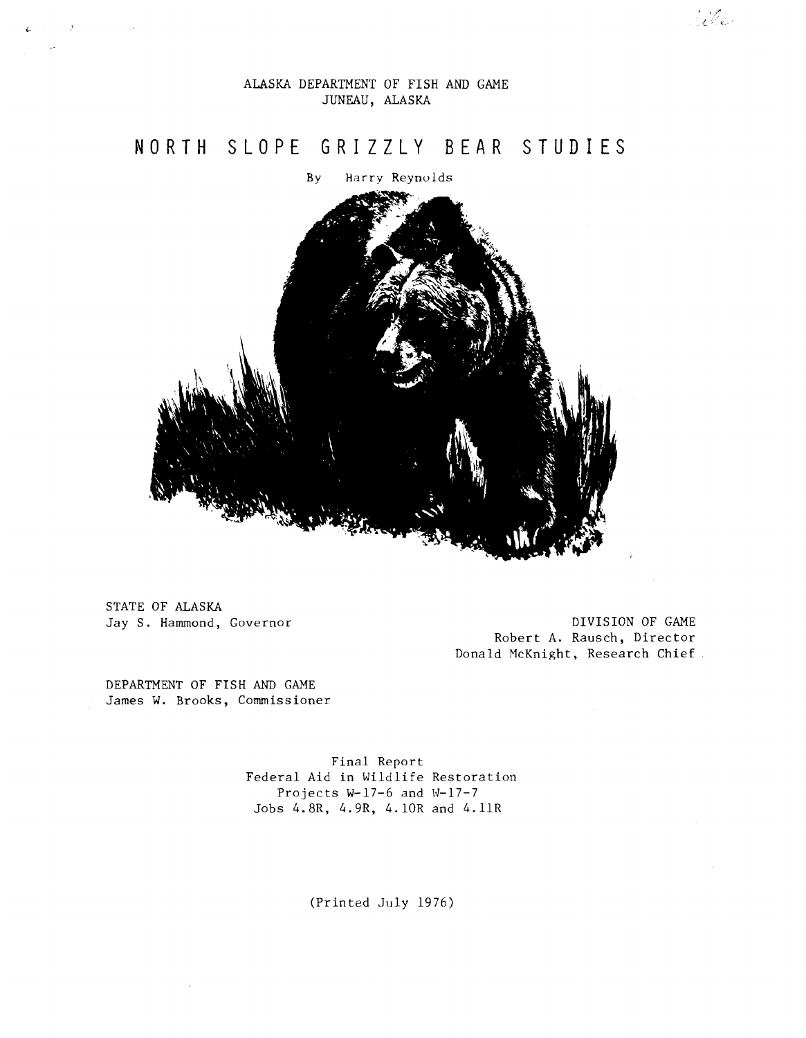ALASKA DEPARTMENT OF FISH AND GAME
JUNEAU, ALASKA

# NORTH SLOPE GRIZZLY BEAR STUDIES

By Harry Reynolds

STATE OF ALASKA
Jay S. Hammond, Governor

DIVISION OF GAME
Robert A. Rausch, Director
Donald McKnight, Research Chief

DEPARTMENT OF FISH AND GAME
James W. Brooks, Commissioner

Final Report
Federal Aid in Wildlife Restoration
Projects W-17-6 and W-17-7
Jobs 4.8R, 4.9R, 4.10R and 4.11R

(Printed July 1976)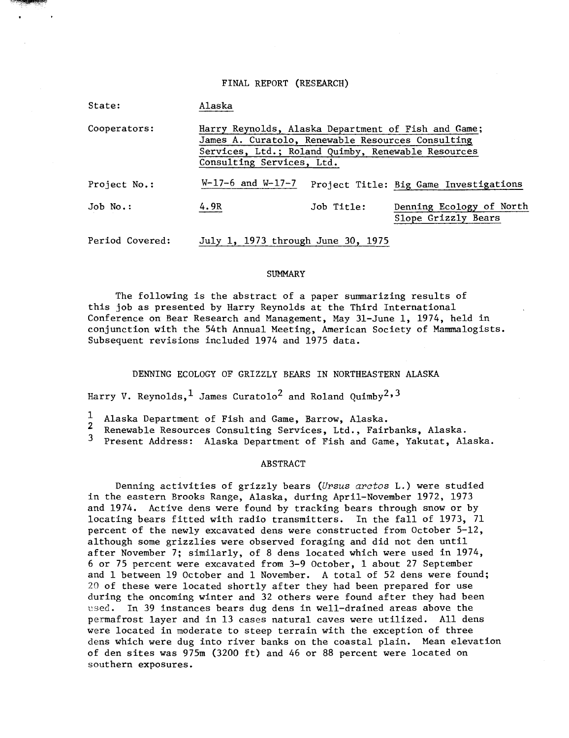FINAL REPORT (RESEARCH)

State: Alaska

Cooperators: Harry Reynolds, Alaska Department of Fish and Game; James A. Curatolo, Renewable Resources Consulting Services, Ltd.; Roland Quimby, Renewable Resources Consulting Services, Ltd.

Project No.: W-17-6 and W-17-7 Project Title: Big Game Investigations

Job No.: 4.9R Job Title: Denning Ecology of North Slope Grizzly Bears

Period Covered: July 1, 1973 through June 30, 1975

## SUMMARY

The following is the abstract of a paper summarizing results of this job as presented by Harry Reynolds at the Third International Conference on Bear Research and Management, May 31-June 1, 1974, held in conjunction with the 54th Annual Meeting, American Society of Mammalogists. Subsequent revisions included 1974 and 1975 data.

## DENNING ECOLOGY OF GRIZZLY BEARS IN NORTHEASTERN ALASKA

Harry V. Reynolds,[1] James Curatolo[2] and Roland Quimby[2,3]

[1] Alaska Department of Fish and Game, Barrow, Alaska.
[2] Renewable Resources Consulting Services, Ltd., Fairbanks, Alaska.
[3] Present Address: Alaska Department of Fish and Game, Yakutat, Alaska.

### ABSTRACT

Denning activities of grizzly bears (*Ursus arctos* L.) were studied in the eastern Brooks Range, Alaska, during April-November 1972, 1973 and 1974. Active dens were found by tracking bears through snow or by locating bears fitted with radio transmitters. In the fall of 1973, 71 percent of the newly excavated dens were constructed from October 5-12, although some grizzlies were observed foraging and did not den until after November 7; similarly, of 8 dens located which were used in 1974, 6 or 75 percent were excavated from 3-9 October, 1 about 27 September and 1 between 19 October and 1 November. A total of 52 dens were found; 20 of these were located shortly after they had been prepared for use during the oncoming winter and 32 others were found after they had been used. In 39 instances bears dug dens in well-drained areas above the permafrost layer and in 13 cases natural caves were utilized. All dens were located in moderate to steep terrain with the exception of three dens which were dug into river banks on the coastal plain. Mean elevation of den sites was 975m (3200 ft) and 46 or 88 percent were located on southern exposures.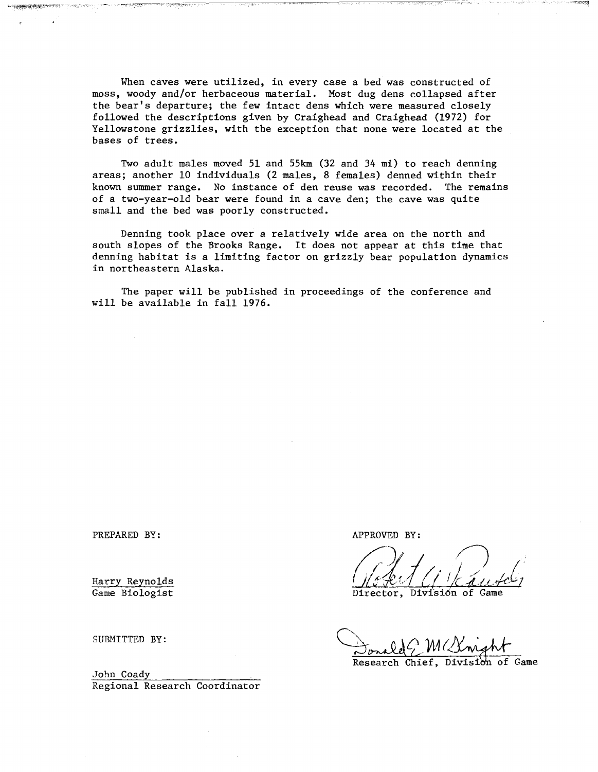When caves were utilized, in every case a bed was constructed of moss, woody and/or herbaceous material. Most dug dens collapsed after the bear's departure; the few intact dens which were measured closely followed the descriptions given by Craighead and Craighead (1972) for Yellowstone grizzlies, with the exception that none were located at the bases of trees.

Two adult males moved 51 and 55km (32 and 34 mi) to reach denning areas; another 10 individuals (2 males, 8 females) denned within their known summer range. No instance of den reuse was recorded. The remains of a two-year-old bear were found in a cave den; the cave was quite small and the bed was poorly constructed.

Denning took place over a relatively wide area on the north and south slopes of the Brooks Range. It does not appear at this time that denning habitat is a limiting factor on grizzly bear population dynamics in northeastern Alaska.

The paper will be published in proceedings of the conference and will be available in fall 1976.

PREPARED BY:

Harry Reynolds
Game Biologist

SUBMITTED BY:

John Coady
Regional Research Coordinator

APPROVED BY:

Director, Division of Game

Research Chief, Division of Game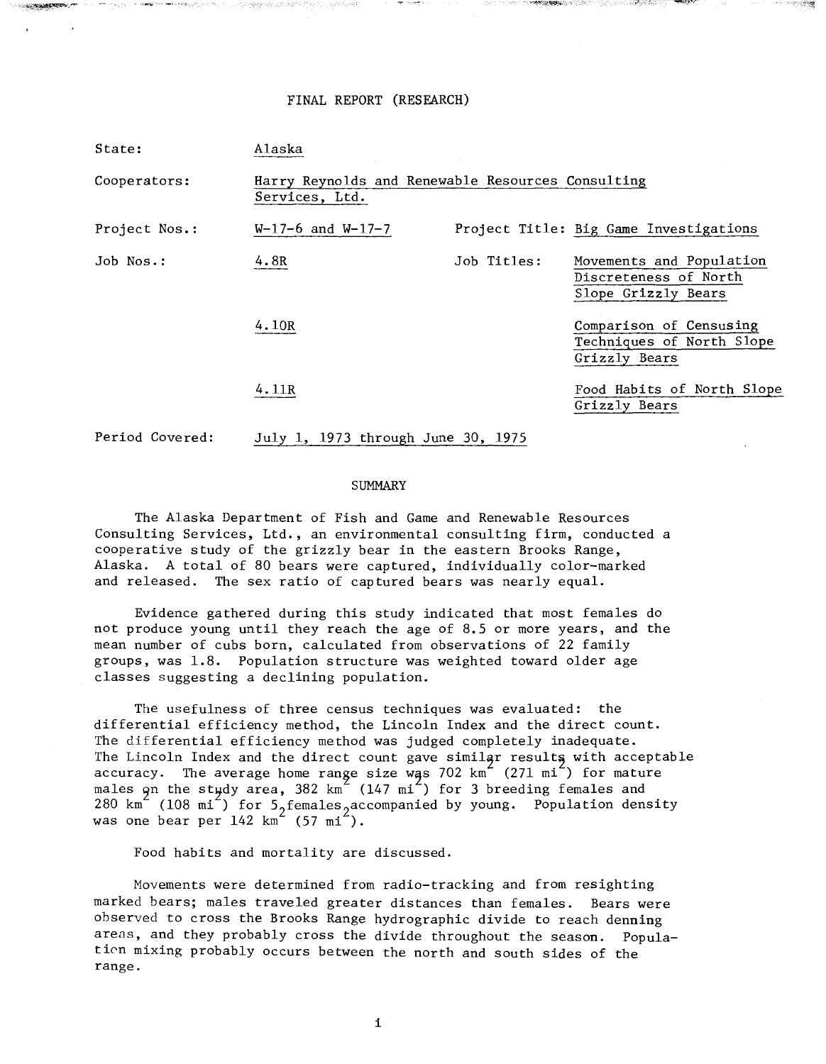# FINAL REPORT (RESEARCH)

State: Alaska

Cooperators: Harry Reynolds and Renewable Resources Consulting Services, Ltd.

Project Nos.: W-17-6 and W-17-7

Project Title: Big Game Investigations

Job Nos.: 4.8R

Job Titles: Movements and Population Discreteness of North Slope Grizzly Bears

4.10R — Comparison of Censusing Techniques of North Slope Grizzly Bears

4.11R — Food Habits of North Slope Grizzly Bears

Period Covered: July 1, 1973 through June 30, 1975

## SUMMARY

The Alaska Department of Fish and Game and Renewable Resources Consulting Services, Ltd., an environmental consulting firm, conducted a cooperative study of the grizzly bear in the eastern Brooks Range, Alaska. A total of 80 bears were captured, individually color-marked and released. The sex ratio of captured bears was nearly equal.

Evidence gathered during this study indicated that most females do not produce young until they reach the age of 8.5 or more years, and the mean number of cubs born, calculated from observations of 22 family groups, was 1.8. Population structure was weighted toward older age classes suggesting a declining population.

The usefulness of three census techniques was evaluated: the differential efficiency method, the Lincoln Index and the direct count. The differential efficiency method was judged completely inadequate. The Lincoln Index and the direct count gave similar results with acceptable accuracy. The average home range size was 702 $km^2$ (271 $mi^2$) for mature males on the study area, 382 $km^2$ (147 $mi^2$) for 3 breeding females and 280 $km^2$ (108 $mi^2$) for 5 females accompanied by young. Population density was one bear per 142 $km^2$ (57 $mi^2$).

Food habits and mortality are discussed.

Movements were determined from radio-tracking and from resighting marked bears; males traveled greater distances than females. Bears were observed to cross the Brooks Range hydrographic divide to reach denning areas, and they probably cross the divide throughout the season. Population mixing probably occurs between the north and south sides of the range.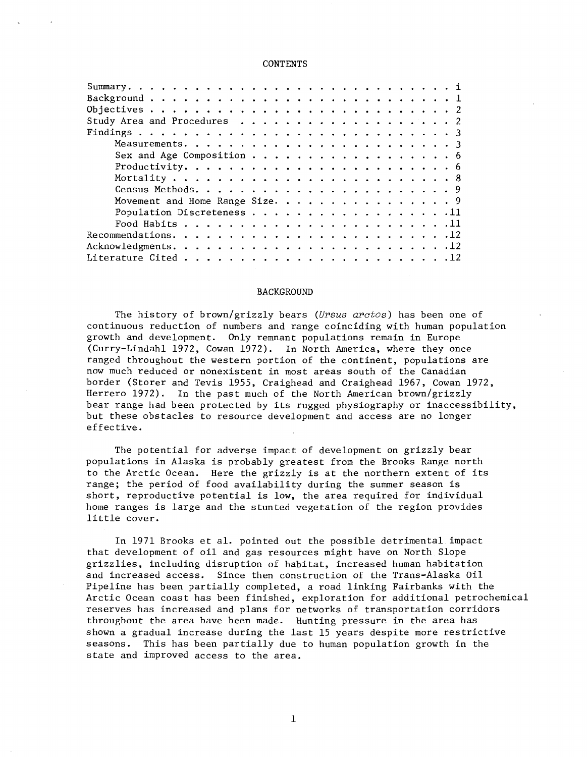## CONTENTS

| | |
|---|---|
| Summary | i |
| Background | 1 |
| Objectives | 2 |
| Study Area and Procedures | 2 |
| Findings | 3 |
| Measurements | 3 |
| Sex and Age Composition | 6 |
| Productivity | 6 |
| Mortality | 8 |
| Census Methods | 9 |
| Movement and Home Range Size | 9 |
| Population Discreteness | 11 |
| Food Habits | 11 |
| Recommendations | 12 |
| Acknowledgments | 12 |
| Literature Cited | 12 |

## BACKGROUND

The history of brown/grizzly bears (*Ursus arctos*) has been one of continuous reduction of numbers and range coinciding with human population growth and development. Only remnant populations remain in Europe (Curry-Lindahl 1972, Cowan 1972). In North America, where they once ranged throughout the western portion of the continent, populations are now much reduced or nonexistent in most areas south of the Canadian border (Storer and Tevis 1955, Craighead and Craighead 1967, Cowan 1972, Herrero 1972). In the past much of the North American brown/grizzly bear range had been protected by its rugged physiography or inaccessibility, but these obstacles to resource development and access are no longer effective.

The potential for adverse impact of development on grizzly bear populations in Alaska is probably greatest from the Brooks Range north to the Arctic Ocean. Here the grizzly is at the northern extent of its range; the period of food availability during the summer season is short, reproductive potential is low, the area required for individual home ranges is large and the stunted vegetation of the region provides little cover.

In 1971 Brooks et al. pointed out the possible detrimental impact that development of oil and gas resources might have on North Slope grizzlies, including disruption of habitat, increased human habitation and increased access. Since then construction of the Trans-Alaska Oil Pipeline has been partially completed, a road linking Fairbanks with the Arctic Ocean coast has been finished, exploration for additional petrochemical reserves has increased and plans for networks of transportation corridors throughout the area have been made. Hunting pressure in the area has shown a gradual increase during the last 15 years despite more restrictive seasons. This has been partially due to human population growth in the state and improved access to the area.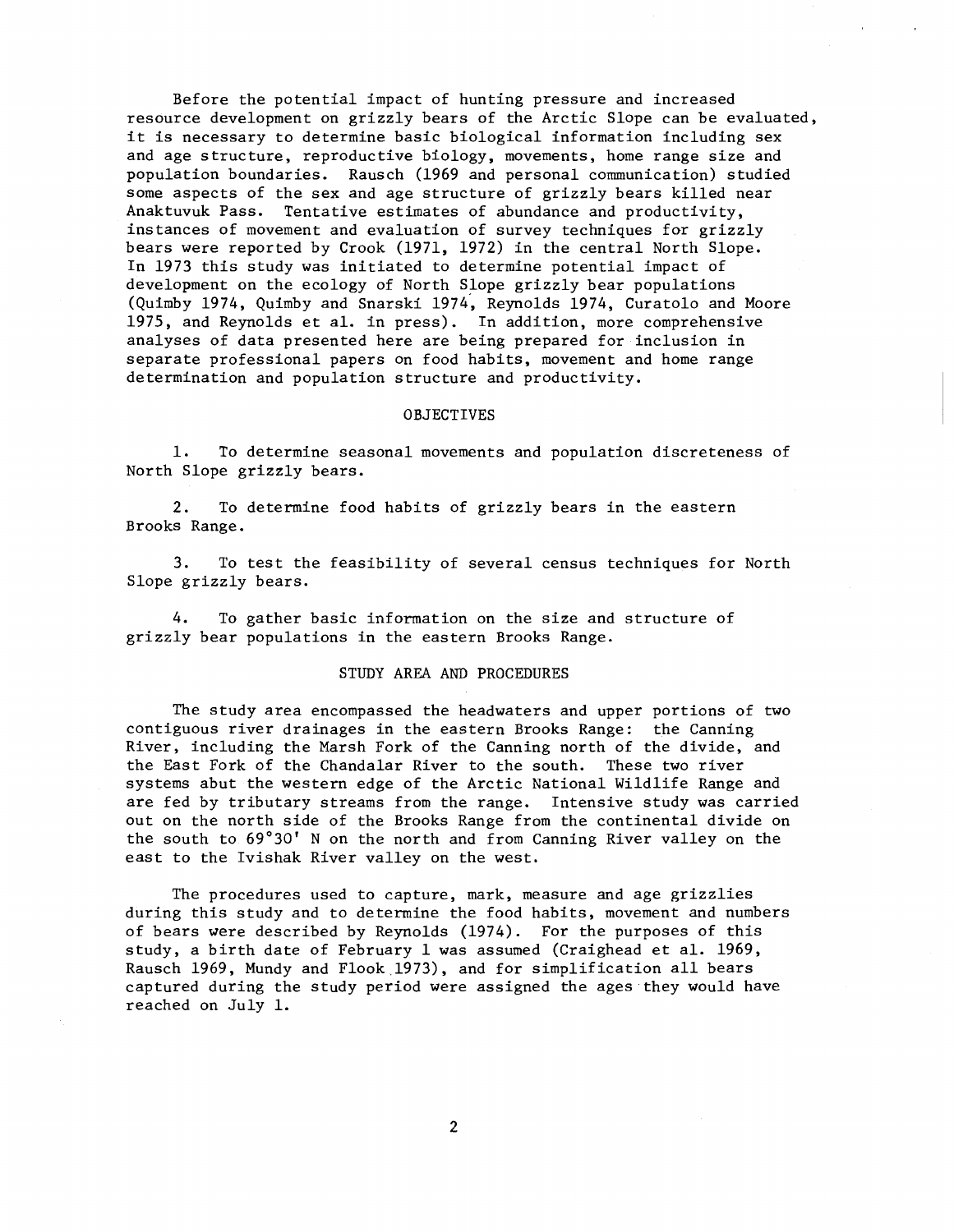Before the potential impact of hunting pressure and increased resource development on grizzly bears of the Arctic Slope can be evaluated, it is necessary to determine basic biological information including sex and age structure, reproductive biology, movements, home range size and population boundaries. Rausch (1969 and personal communication) studied some aspects of the sex and age structure of grizzly bears killed near Anaktuvuk Pass. Tentative estimates of abundance and productivity, instances of movement and evaluation of survey techniques for grizzly bears were reported by Crook (1971, 1972) in the central North Slope. In 1973 this study was initiated to determine potential impact of development on the ecology of North Slope grizzly bear populations (Quimby 1974, Quimby and Snarski 1974, Reynolds 1974, Curatolo and Moore 1975, and Reynolds et al. in press). In addition, more comprehensive analyses of data presented here are being prepared for inclusion in separate professional papers on food habits, movement and home range determination and population structure and productivity.

## OBJECTIVES

1. To determine seasonal movements and population discreteness of North Slope grizzly bears.

2. To determine food habits of grizzly bears in the eastern Brooks Range.

3. To test the feasibility of several census techniques for North Slope grizzly bears.

4. To gather basic information on the size and structure of grizzly bear populations in the eastern Brooks Range.

## STUDY AREA AND PROCEDURES

The study area encompassed the headwaters and upper portions of two contiguous river drainages in the eastern Brooks Range: the Canning River, including the Marsh Fork of the Canning north of the divide, and the East Fork of the Chandalar River to the south. These two river systems abut the western edge of the Arctic National Wildlife Range and are fed by tributary streams from the range. Intensive study was carried out on the north side of the Brooks Range from the continental divide on the south to 69°30' N on the north and from Canning River valley on the east to the Ivishak River valley on the west.

The procedures used to capture, mark, measure and age grizzlies during this study and to determine the food habits, movement and numbers of bears were described by Reynolds (1974). For the purposes of this study, a birth date of February 1 was assumed (Craighead et al. 1969, Rausch 1969, Mundy and Flook 1973), and for simplification all bears captured during the study period were assigned the ages they would have reached on July 1.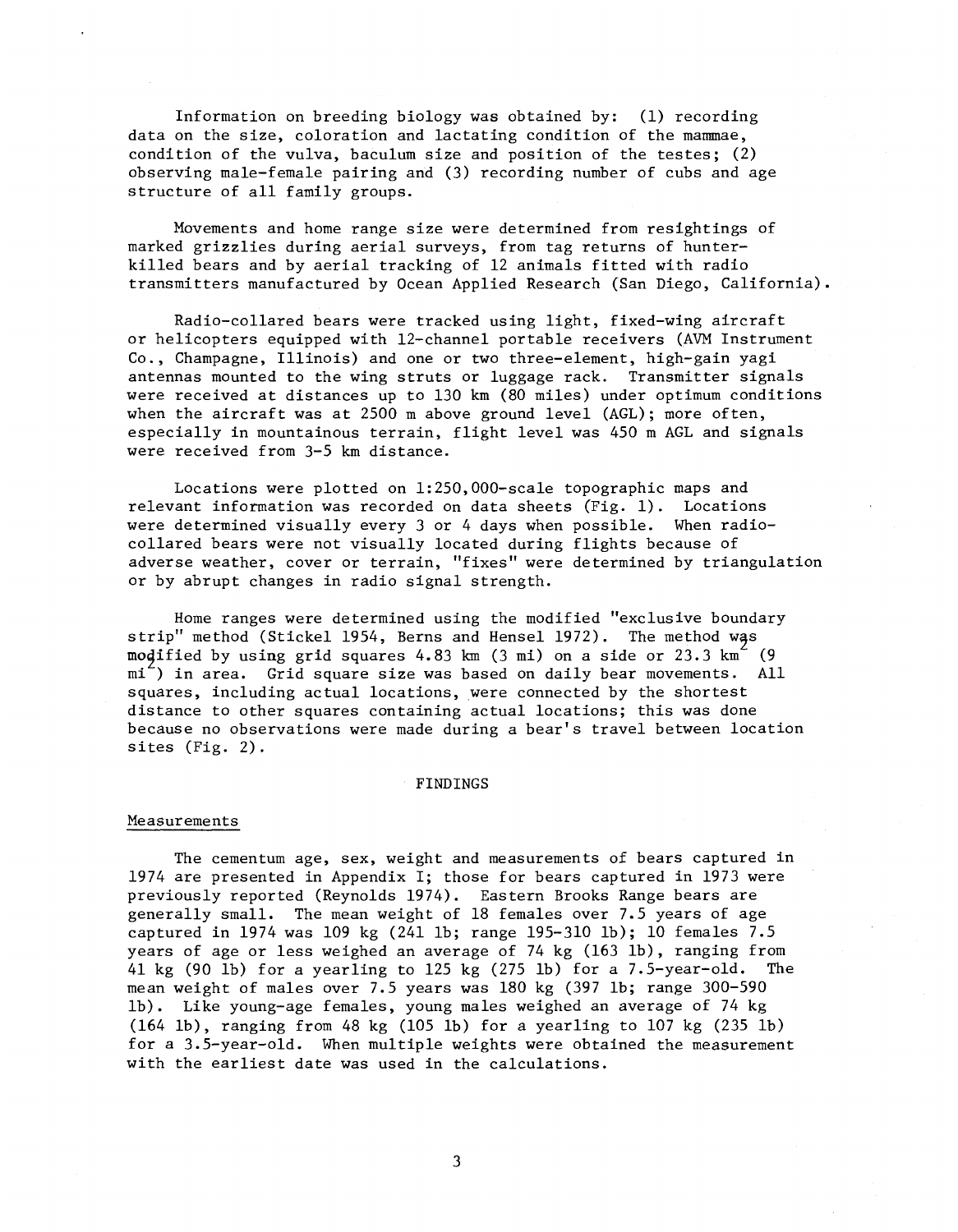Information on breeding biology was obtained by: (1) recording data on the size, coloration and lactating condition of the mammae, condition of the vulva, baculum size and position of the testes; (2) observing male-female pairing and (3) recording number of cubs and age structure of all family groups.

Movements and home range size were determined from resightings of marked grizzlies during aerial surveys, from tag returns of hunter-killed bears and by aerial tracking of 12 animals fitted with radio transmitters manufactured by Ocean Applied Research (San Diego, California).

Radio-collared bears were tracked using light, fixed-wing aircraft or helicopters equipped with 12-channel portable receivers (AVM Instrument Co., Champagne, Illinois) and one or two three-element, high-gain yagi antennas mounted to the wing struts or luggage rack. Transmitter signals were received at distances up to 130 km (80 miles) under optimum conditions when the aircraft was at 2500 m above ground level (AGL); more often, especially in mountainous terrain, flight level was 450 m AGL and signals were received from 3-5 km distance.

Locations were plotted on 1:250,000-scale topographic maps and relevant information was recorded on data sheets (Fig. 1). Locations were determined visually every 3 or 4 days when possible. When radio-collared bears were not visually located during flights because of adverse weather, cover or terrain, "fixes" were determined by triangulation or by abrupt changes in radio signal strength.

Home ranges were determined using the modified "exclusive boundary strip" method (Stickel 1954, Berns and Hensel 1972). The method was modified by using grid squares 4.83 km (3 mi) on a side or 23.3 $km^2$ (9 $mi^2$) in area. Grid square size was based on daily bear movements. All squares, including actual locations, were connected by the shortest distance to other squares containing actual locations; this was done because no observations were made during a bear's travel between location sites (Fig. 2).

## FINDINGS

### Measurements

The cementum age, sex, weight and measurements of bears captured in 1974 are presented in Appendix I; those for bears captured in 1973 were previously reported (Reynolds 1974). Eastern Brooks Range bears are generally small. The mean weight of 18 females over 7.5 years of age captured in 1974 was 109 kg (241 lb; range 195-310 lb); 10 females 7.5 years of age or less weighed an average of 74 kg (163 lb), ranging from 41 kg (90 lb) for a yearling to 125 kg (275 lb) for a 7.5-year-old. The mean weight of males over 7.5 years was 180 kg (397 lb; range 300-590 lb). Like young-age females, young males weighed an average of 74 kg (164 lb), ranging from 48 kg (105 lb) for a yearling to 107 kg (235 lb) for a 3.5-year-old. When multiple weights were obtained the measurement with the earliest date was used in the calculations.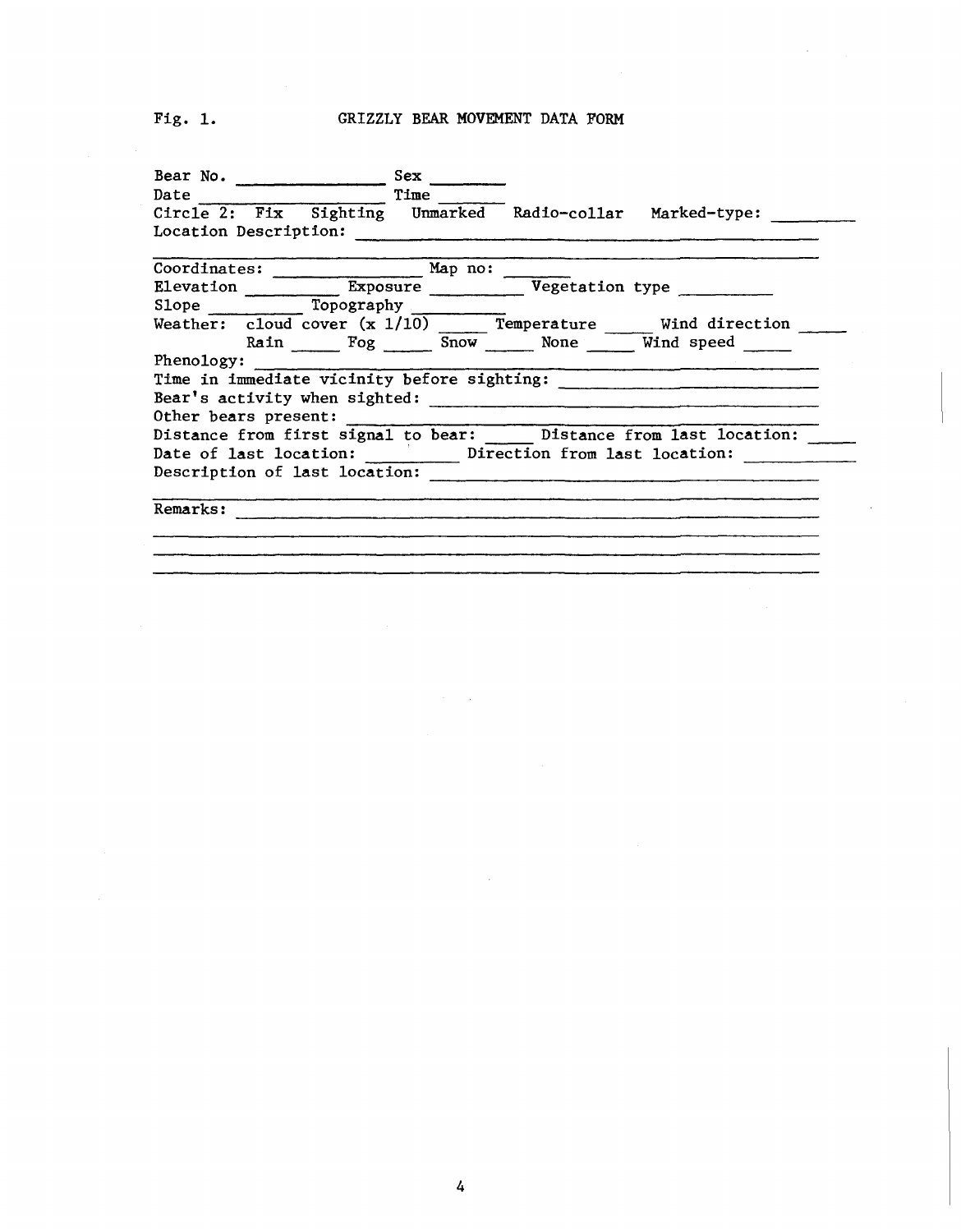Fig. 1. GRIZZLY BEAR MOVEMENT DATA FORM

Bear No. ______________ Sex _______
Date ________________ Time _______
Circle 2: Fix Sighting Unmarked Radio-collar Marked-type: ________
Location Description: ______________________________________________
____________________________________________________________________
Coordinates: ______________ Map no: ______
Elevation _________ Exposure _________ Vegetation type _________
Slope _________ Topography _________
Weather: cloud cover (x 1/10) _____ Temperature _____ Wind direction _____
Rain _____ Fog _____ Snow _____ None _____ Wind speed _____
Phenology: _________________________________________________________
Time in immediate vicinity before sighting: _________________________
Bear's activity when sighted: ______________________________________
Other bears present: _______________________________________________
Distance from first signal to bear: _____ Distance from last location: _____
Date of last location: _________ Direction from last location: __________
Description of last location: ______________________________________
____________________________________________________________________
Remarks: ___________________________________________________________
____________________________________________________________________
____________________________________________________________________
____________________________________________________________________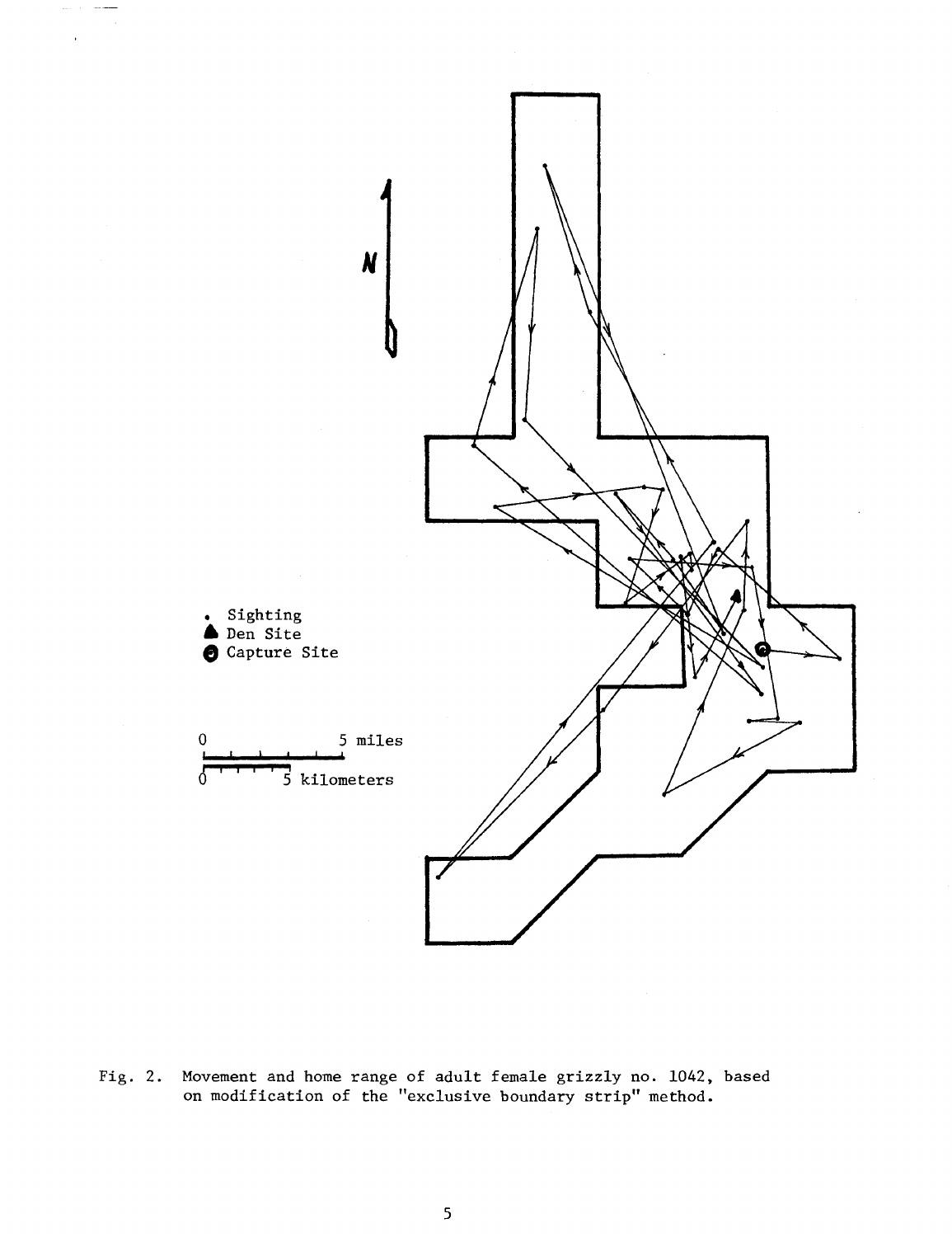Fig. 2. Movement and home range of adult female grizzly no. 1042, based on modification of the "exclusive boundary strip" method.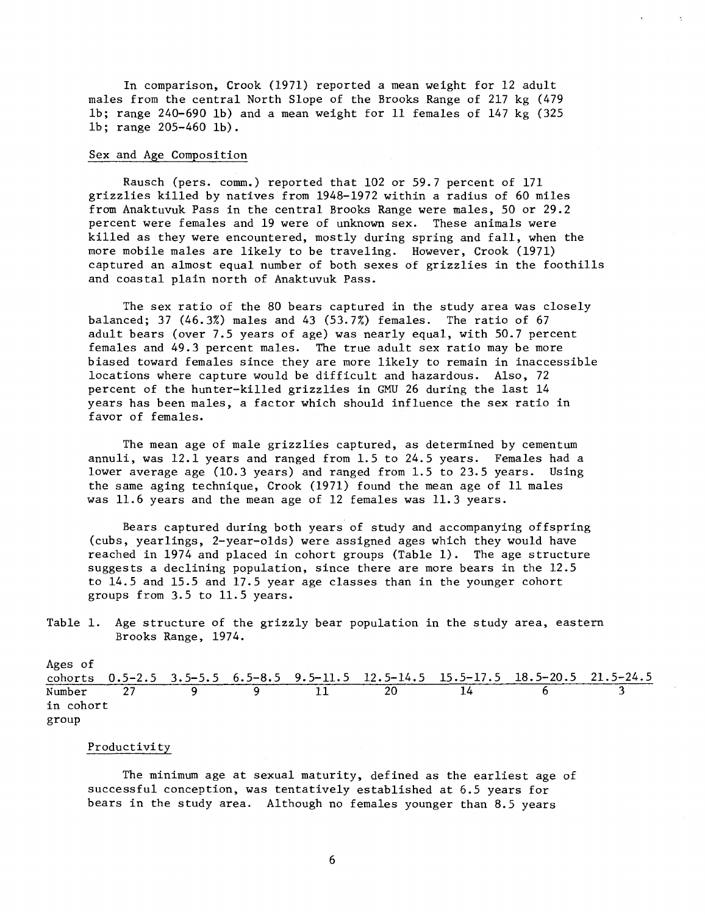In comparison, Crook (1971) reported a mean weight for 12 adult males from the central North Slope of the Brooks Range of 217 kg (479 lb; range 240-690 lb) and a mean weight for 11 females of 147 kg (325 lb; range 205-460 lb).

## Sex and Age Composition

Rausch (pers. comm.) reported that 102 or 59.7 percent of 171 grizzlies killed by natives from 1948-1972 within a radius of 60 miles from Anaktuvuk Pass in the central Brooks Range were males, 50 or 29.2 percent were females and 19 were of unknown sex. These animals were killed as they were encountered, mostly during spring and fall, when the more mobile males are likely to be traveling. However, Crook (1971) captured an almost equal number of both sexes of grizzlies in the foothills and coastal plain north of Anaktuvuk Pass.

The sex ratio of the 80 bears captured in the study area was closely balanced; 37 (46.3%) males and 43 (53.7%) females. The ratio of 67 adult bears (over 7.5 years of age) was nearly equal, with 50.7 percent females and 49.3 percent males. The true adult sex ratio may be more biased toward females since they are more likely to remain in inaccessible locations where capture would be difficult and hazardous. Also, 72 percent of the hunter-killed grizzlies in GMU 26 during the last 14 years has been males, a factor which should influence the sex ratio in favor of females.

The mean age of male grizzlies captured, as determined by cementum annuli, was 12.1 years and ranged from 1.5 to 24.5 years. Females had a lower average age (10.3 years) and ranged from 1.5 to 23.5 years. Using the same aging technique, Crook (1971) found the mean age of 11 males was 11.6 years and the mean age of 12 females was 11.3 years.

Bears captured during both years of study and accompanying offspring (cubs, yearlings, 2-year-olds) were assigned ages which they would have reached in 1974 and placed in cohort groups (Table 1). The age structure suggests a declining population, since there are more bears in the 12.5 to 14.5 and 15.5 and 17.5 year age classes than in the younger cohort groups from 3.5 to 11.5 years.

Table 1. Age structure of the grizzly bear population in the study area, eastern Brooks Range, 1974.

| Ages of cohorts | 0.5-2.5 | 3.5-5.5 | 6.5-8.5 | 9.5-11.5 | 12.5-14.5 | 15.5-17.5 | 18.5-20.5 | 21.5-24.5 |
|---|---|---|---|---|---|---|---|---|
| Number in cohort group | 27 | 9 | 9 | 11 | 20 | 14 | 6 | 3 |

## Productivity

The minimum age at sexual maturity, defined as the earliest age of successful conception, was tentatively established at 6.5 years for bears in the study area. Although no females younger than 8.5 years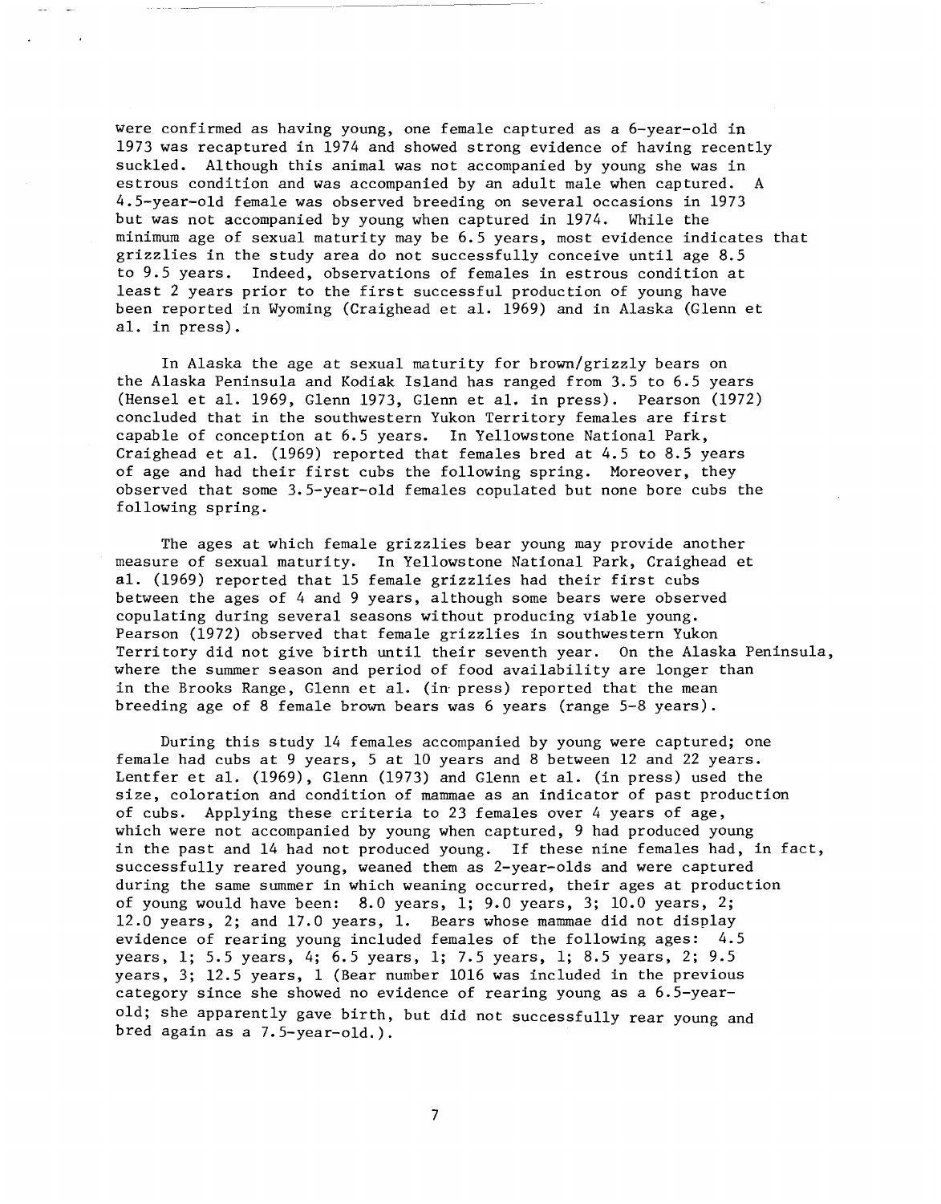were confirmed as having young, one female captured as a 6-year-old in 1973 was recaptured in 1974 and showed strong evidence of having recently suckled. Although this animal was not accompanied by young she was in estrous condition and was accompanied by an adult male when captured. A 4.5-year-old female was observed breeding on several occasions in 1973 but was not accompanied by young when captured in 1974. While the minimum age of sexual maturity may be 6.5 years, most evidence indicates that grizzlies in the study area do not successfully conceive until age 8.5 to 9.5 years. Indeed, observations of females in estrous condition at least 2 years prior to the first successful production of young have been reported in Wyoming (Craighead et al. 1969) and in Alaska (Glenn et al. in press).

In Alaska the age at sexual maturity for brown/grizzly bears on the Alaska Peninsula and Kodiak Island has ranged from 3.5 to 6.5 years (Hensel et al. 1969, Glenn 1973, Glenn et al. in press). Pearson (1972) concluded that in the southwestern Yukon Territory females are first capable of conception at 6.5 years. In Yellowstone National Park, Craighead et al. (1969) reported that females bred at 4.5 to 8.5 years of age and had their first cubs the following spring. Moreover, they observed that some 3.5-year-old females copulated but none bore cubs the following spring.

The ages at which female grizzlies bear young may provide another measure of sexual maturity. In Yellowstone National Park, Craighead et al. (1969) reported that 15 female grizzlies had their first cubs between the ages of 4 and 9 years, although some bears were observed copulating during several seasons without producing viable young. Pearson (1972) observed that female grizzlies in southwestern Yukon Territory did not give birth until their seventh year. On the Alaska Peninsula, where the summer season and period of food availability are longer than in the Brooks Range, Glenn et al. (in press) reported that the mean breeding age of 8 female brown bears was 6 years (range 5-8 years).

During this study 14 females accompanied by young were captured; one female had cubs at 9 years, 5 at 10 years and 8 between 12 and 22 years. Lentfer et al. (1969), Glenn (1973) and Glenn et al. (in press) used the size, coloration and condition of mammae as an indicator of past production of cubs. Applying these criteria to 23 females over 4 years of age, which were not accompanied by young when captured, 9 had produced young in the past and 14 had not produced young. If these nine females had, in fact, successfully reared young, weaned them as 2-year-olds and were captured during the same summer in which weaning occurred, their ages at production of young would have been: 8.0 years, 1; 9.0 years, 3; 10.0 years, 2; 12.0 years, 2; and 17.0 years, 1. Bears whose mammae did not display evidence of rearing young included females of the following ages: 4.5 years, 1; 5.5 years, 4; 6.5 years, 1; 7.5 years, 1; 8.5 years, 2; 9.5 years, 3; 12.5 years, 1 (Bear number 1016 was included in the previous category since she showed no evidence of rearing young as a 6.5-year-old; she apparently gave birth, but did not successfully rear young and bred again as a 7.5-year-old.).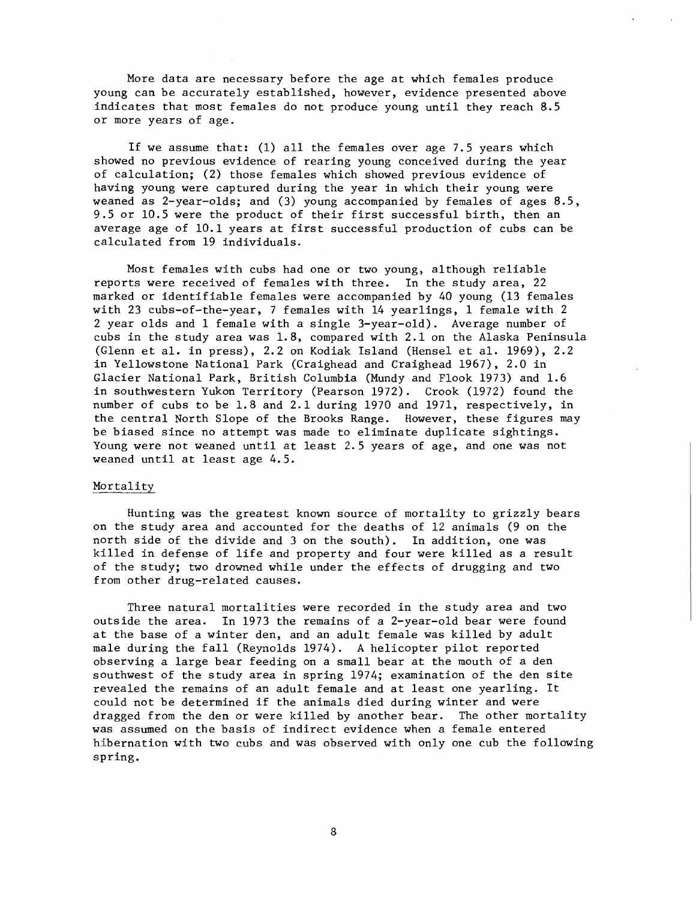More data are necessary before the age at which females produce young can be accurately established, however, evidence presented above indicates that most females do not produce young until they reach 8.5 or more years of age.

If we assume that: (1) all the females over age 7.5 years which showed no previous evidence of rearing young conceived during the year of calculation; (2) those females which showed previous evidence of having young were captured during the year in which their young were weaned as 2-year-olds; and (3) young accompanied by females of ages 8.5, 9.5 or 10.5 were the product of their first successful birth, then an average age of 10.1 years at first successful production of cubs can be calculated from 19 individuals.

Most females with cubs had one or two young, although reliable reports were received of females with three. In the study area, 22 marked or identifiable females were accompanied by 40 young (13 females with 23 cubs-of-the-year, 7 females with 14 yearlings, 1 female with 2 2 year olds and 1 female with a single 3-year-old). Average number of cubs in the study area was 1.8, compared with 2.1 on the Alaska Peninsula (Glenn et al. in press), 2.2 on Kodiak Island (Hensel et al. 1969), 2.2 in Yellowstone National Park (Craighead and Craighead 1967), 2.0 in Glacier National Park, British Columbia (Mundy and Flook 1973) and 1.6 in southwestern Yukon Territory (Pearson 1972). Crook (1972) found the number of cubs to be 1.8 and 2.1 during 1970 and 1971, respectively, in the central North Slope of the Brooks Range. However, these figures may be biased since no attempt was made to eliminate duplicate sightings. Young were not weaned until at least 2.5 years of age, and one was not weaned until at least age 4.5.

## Mortality

Hunting was the greatest known source of mortality to grizzly bears on the study area and accounted for the deaths of 12 animals (9 on the north side of the divide and 3 on the south). In addition, one was killed in defense of life and property and four were killed as a result of the study; two drowned while under the effects of drugging and two from other drug-related causes.

Three natural mortalities were recorded in the study area and two outside the area. In 1973 the remains of a 2-year-old bear were found at the base of a winter den, and an adult female was killed by adult male during the fall (Reynolds 1974). A helicopter pilot reported observing a large bear feeding on a small bear at the mouth of a den southwest of the study area in spring 1974; examination of the den site revealed the remains of an adult female and at least one yearling. It could not be determined if the animals died during winter and were dragged from the den or were killed by another bear. The other mortality was assumed on the basis of indirect evidence when a female entered hibernation with two cubs and was observed with only one cub the following spring.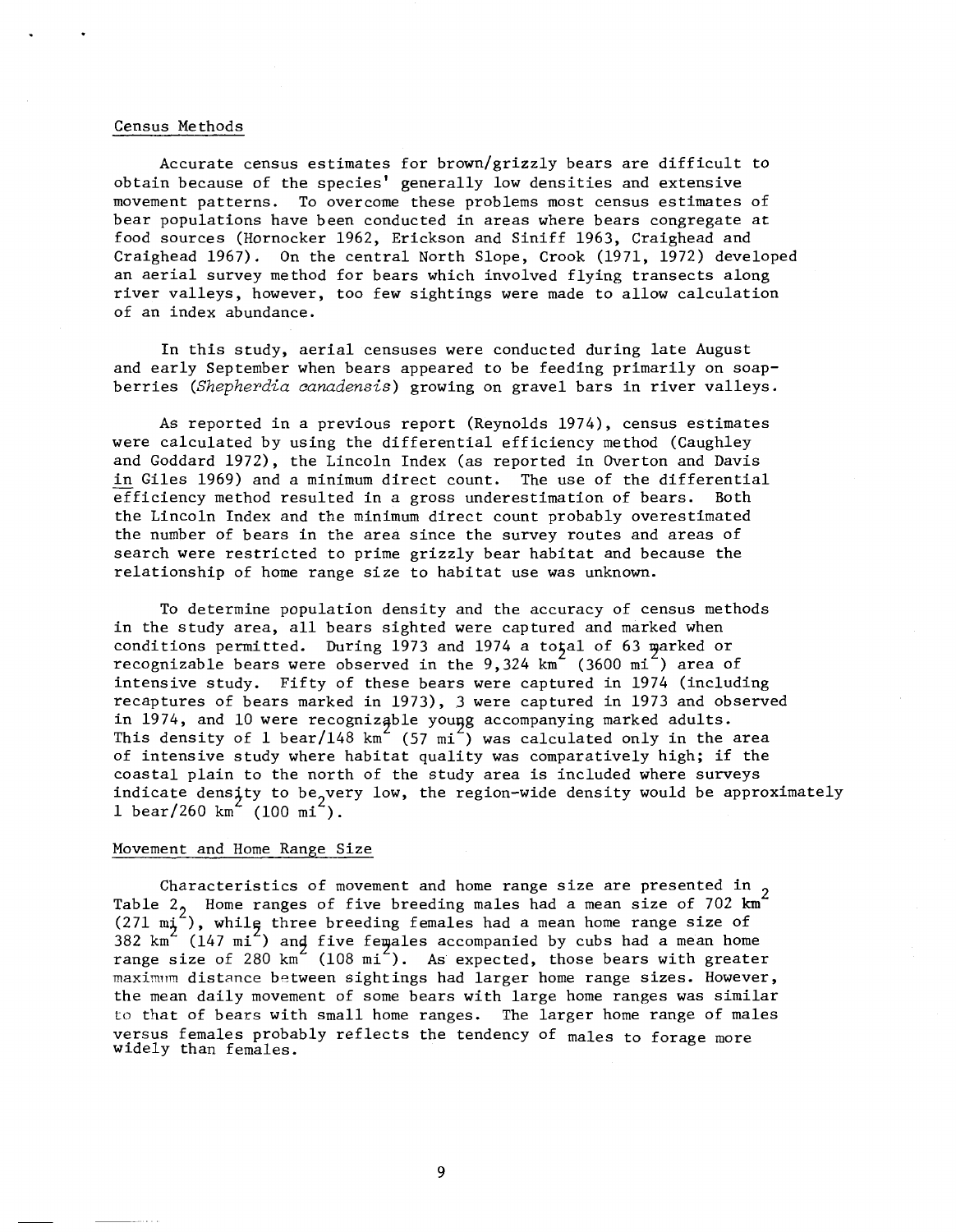## Census Methods

Accurate census estimates for brown/grizzly bears are difficult to obtain because of the species' generally low densities and extensive movement patterns. To overcome these problems most census estimates of bear populations have been conducted in areas where bears congregate at food sources (Hornocker 1962, Erickson and Siniff 1963, Craighead and Craighead 1967). On the central North Slope, Crook (1971, 1972) developed an aerial survey method for bears which involved flying transects along river valleys, however, too few sightings were made to allow calculation of an index abundance.

In this study, aerial censuses were conducted during late August and early September when bears appeared to be feeding primarily on soapberries (*Shepherdia canadensis*) growing on gravel bars in river valleys.

As reported in a previous report (Reynolds 1974), census estimates were calculated by using the differential efficiency method (Caughley and Goddard 1972), the Lincoln Index (as reported in Overton and Davis in Giles 1969) and a minimum direct count. The use of the differential efficiency method resulted in a gross underestimation of bears. Both the Lincoln Index and the minimum direct count probably overestimated the number of bears in the area since the survey routes and areas of search were restricted to prime grizzly bear habitat and because the relationship of home range size to habitat use was unknown.

To determine population density and the accuracy of census methods in the study area, all bears sighted were captured and marked when conditions permitted. During 1973 and 1974 a total of 63 marked or recognizable bears were observed in the 9,324 $km^2$ (3600 $mi^2$) area of intensive study. Fifty of these bears were captured in 1974 (including recaptures of bears marked in 1973), 3 were captured in 1973 and observed in 1974, and 10 were recognizable young accompanying marked adults. This density of 1 bear/148 $km^2$ (57 $mi^2$) was calculated only in the area of intensive study where habitat quality was comparatively high; if the coastal plain to the north of the study area is included where surveys indicate density to be very low, the region-wide density would be approximately 1 bear/260 $km^2$ (100 $mi^2$).

## Movement and Home Range Size

Characteristics of movement and home range size are presented in Table 2. Home ranges of five breeding males had a mean size of 702 $km^2$ (271 $mi^2$), while three breeding females had a mean home range size of 382 $km^2$ (147 $mi^2$) and five females accompanied by cubs had a mean home range size of 280 $km^2$ (108 $mi^2$). As expected, those bears with greater maximum distance between sightings had larger home range sizes. However, the mean daily movement of some bears with large home ranges was similar to that of bears with small home ranges. The larger home range of males versus females probably reflects the tendency of males to forage more widely than females.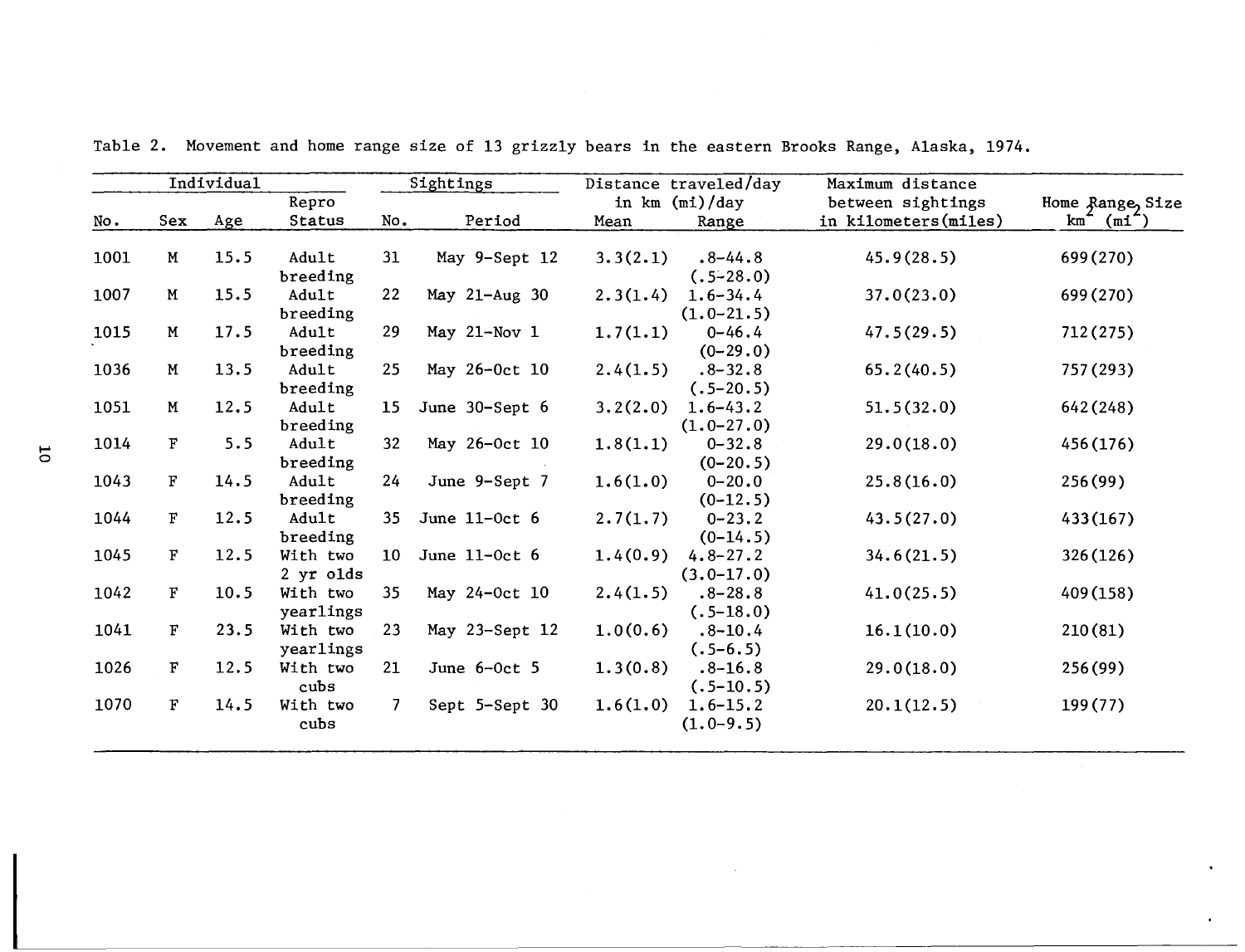Table 2. Movement and home range size of 13 grizzly bears in the eastern Brooks Range, Alaska, 1974.

| Individual | | | | Sightings | | Distance traveled/day in km (mi)/day | | Maximum distance between sightings in kilometers(miles) | Home Range Size $km^2$ ($mi^2$) |
|---|---|---|---|---|---|---|---|---|---|
| No. | Sex | Age | Repro Status | No. | Period | Mean | Range | | |
| 1001 | M | 15.5 | Adult breeding | 31 | May 9-Sept 12 | 3.3(2.1) | .8-44.8 (.5-28.0) | 45.9(28.5) | 699(270) |
| 1007 | M | 15.5 | Adult breeding | 22 | May 21-Aug 30 | 2.3(1.4) | 1.6-34.4 (1.0-21.5) | 37.0(23.0) | 699(270) |
| 1015 | M | 17.5 | Adult breeding | 29 | May 21-Nov 1 | 1.7(1.1) | 0-46.4 (0-29.0) | 47.5(29.5) | 712(275) |
| 1036 | M | 13.5 | Adult breeding | 25 | May 26-Oct 10 | 2.4(1.5) | .8-32.8 (.5-20.5) | 65.2(40.5) | 757(293) |
| 1051 | M | 12.5 | Adult breeding | 15 | June 30-Sept 6 | 3.2(2.0) | 1.6-43.2 (1.0-27.0) | 51.5(32.0) | 642(248) |
| 1014 | F | 5.5 | Adult breeding | 32 | May 26-Oct 10 | 1.8(1.1) | 0-32.8 (0-20.5) | 29.0(18.0) | 456(176) |
| 1043 | F | 14.5 | Adult breeding | 24 | June 9-Sept 7 | 1.6(1.0) | 0-20.0 (0-12.5) | 25.8(16.0) | 256(99) |
| 1044 | F | 12.5 | Adult breeding | 35 | June 11-Oct 6 | 2.7(1.7) | 0-23.2 (0-14.5) | 43.5(27.0) | 433(167) |
| 1045 | F | 12.5 | With two 2 yr olds | 10 | June 11-Oct 6 | 1.4(0.9) | 4.8-27.2 (3.0-17.0) | 34.6(21.5) | 326(126) |
| 1042 | F | 10.5 | With two yearlings | 35 | May 24-Oct 10 | 2.4(1.5) | .8-28.8 (.5-18.0) | 41.0(25.5) | 409(158) |
| 1041 | F | 23.5 | With two yearlings | 23 | May 23-Sept 12 | 1.0(0.6) | .8-10.4 (.5-6.5) | 16.1(10.0) | 210(81) |
| 1026 | F | 12.5 | With two cubs | 21 | June 6-Oct 5 | 1.3(0.8) | .8-16.8 (.5-10.5) | 29.0(18.0) | 256(99) |
| 1070 | F | 14.5 | With two cubs | 7 | Sept 5-Sept 30 | 1.6(1.0) | 1.6-15.2 (1.0-9.5) | 20.1(12.5) | 199(77) |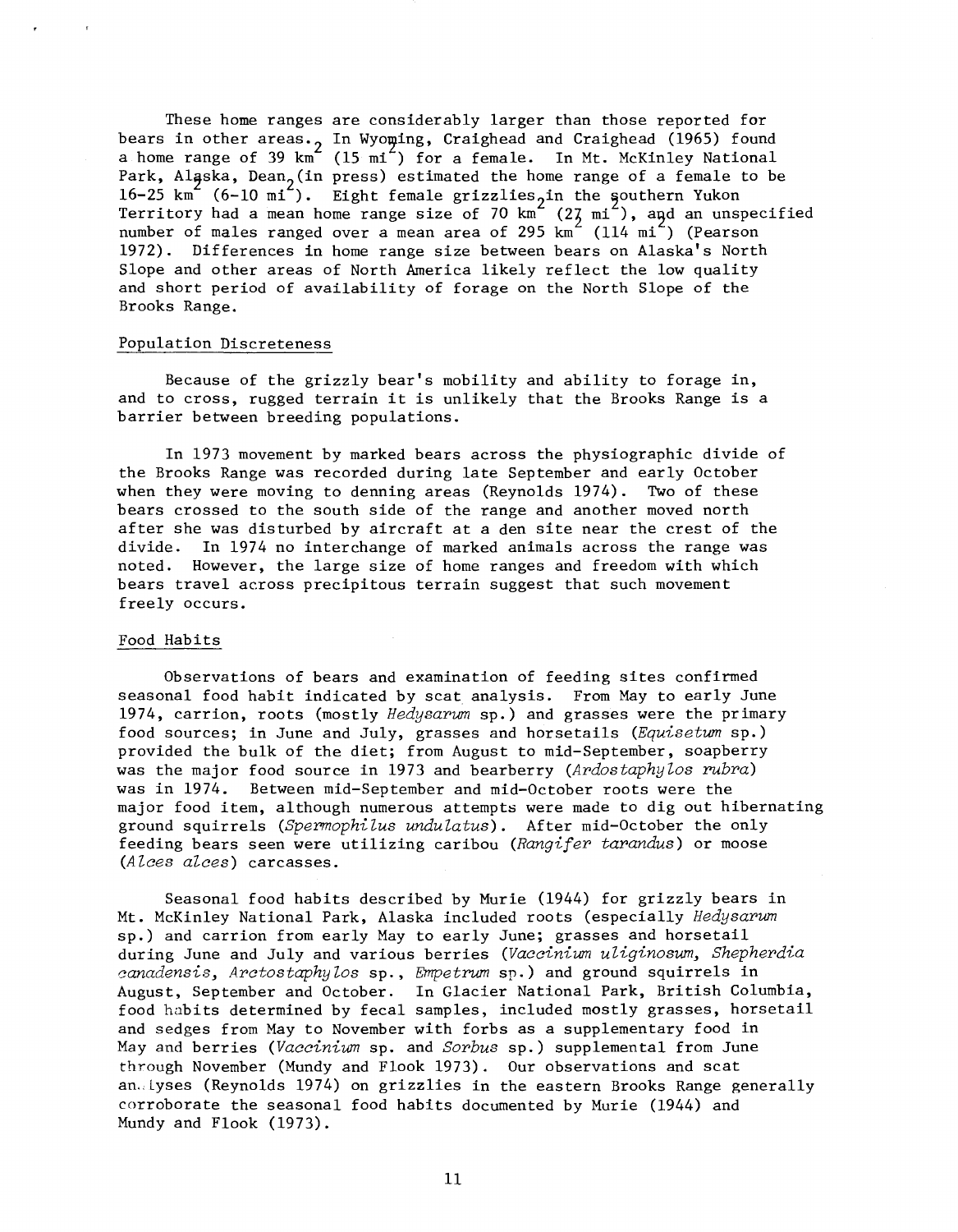These home ranges are considerably larger than those reported for bears in other areas. In Wyoming, Craighead and Craighead (1965) found a home range of 39 km$^2$ (15 mi$^2$) for a female. In Mt. McKinley National Park, Alaska, Dean (in press) estimated the home range of a female to be 16-25 km$^2$ (6-10 mi$^2$). Eight female grizzlies in the southern Yukon Territory had a mean home range size of 70 km$^2$ (27 mi$^2$), and an unspecified number of males ranged over a mean area of 295 km$^2$ (114 mi$^2$) (Pearson 1972). Differences in home range size between bears on Alaska's North Slope and other areas of North America likely reflect the low quality and short period of availability of forage on the North Slope of the Brooks Range.

## Population Discreteness

Because of the grizzly bear's mobility and ability to forage in, and to cross, rugged terrain it is unlikely that the Brooks Range is a barrier between breeding populations.

In 1973 movement by marked bears across the physiographic divide of the Brooks Range was recorded during late September and early October when they were moving to denning areas (Reynolds 1974). Two of these bears crossed to the south side of the range and another moved north after she was disturbed by aircraft at a den site near the crest of the divide. In 1974 no interchange of marked animals across the range was noted. However, the large size of home ranges and freedom with which bears travel across precipitous terrain suggest that such movement freely occurs.

## Food Habits

Observations of bears and examination of feeding sites confirmed seasonal food habit indicated by scat analysis. From May to early June 1974, carrion, roots (mostly *Hedysarum* sp.) and grasses were the primary food sources; in June and July, grasses and horsetails (*Equisetum* sp.) provided the bulk of the diet; from August to mid-September, soapberry was the major food source in 1973 and bearberry (*Ardostaphylos rubra*) was in 1974. Between mid-September and mid-October roots were the major food item, although numerous attempts were made to dig out hibernating ground squirrels (*Spermophilus undulatus*). After mid-October the only feeding bears seen were utilizing caribou (*Rangifer tarandus*) or moose (*Alces alces*) carcasses.

Seasonal food habits described by Murie (1944) for grizzly bears in Mt. McKinley National Park, Alaska included roots (especially *Hedysarum* sp.) and carrion from early May to early June; grasses and horsetail during June and July and various berries (*Vaccinium uliginosum, Shepherdia canadensis, Arctostaphylos* sp., *Empetrum* sp.) and ground squirrels in August, September and October. In Glacier National Park, British Columbia, food habits determined by fecal samples, included mostly grasses, horsetail and sedges from May to November with forbs as a supplementary food in May and berries (*Vaccinium* sp. and *Sorbus* sp.) supplemental from June through November (Mundy and Flook 1973). Our observations and scat analyses (Reynolds 1974) on grizzlies in the eastern Brooks Range generally corroborate the seasonal food habits documented by Murie (1944) and Mundy and Flook (1973).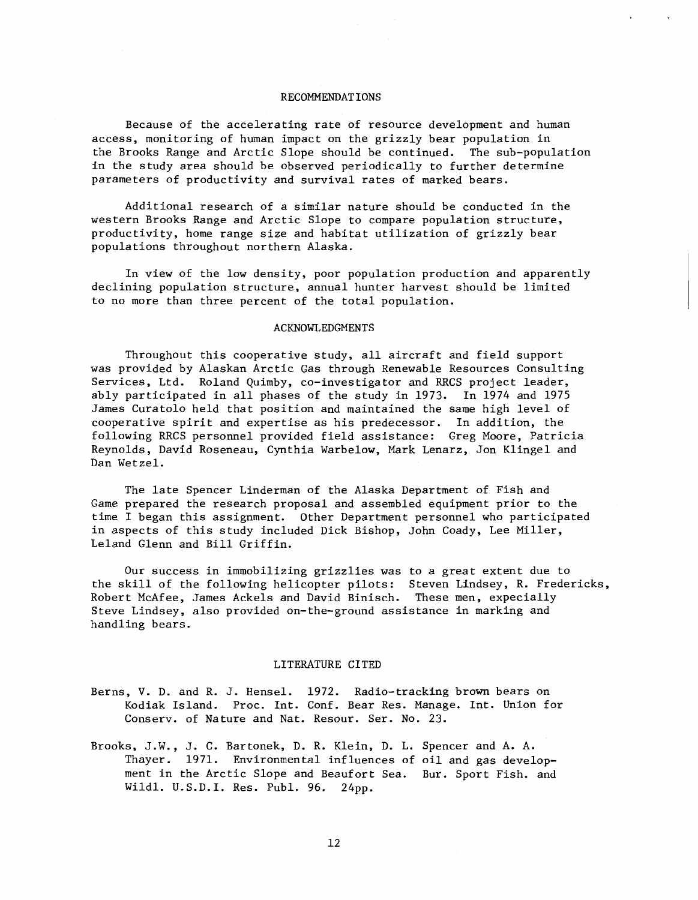## RECOMMENDATIONS

Because of the accelerating rate of resource development and human access, monitoring of human impact on the grizzly bear population in the Brooks Range and Arctic Slope should be continued. The sub-population in the study area should be observed periodically to further determine parameters of productivity and survival rates of marked bears.

Additional research of a similar nature should be conducted in the western Brooks Range and Arctic Slope to compare population structure, productivity, home range size and habitat utilization of grizzly bear populations throughout northern Alaska.

In view of the low density, poor population production and apparently declining population structure, annual hunter harvest should be limited to no more than three percent of the total population.

## ACKNOWLEDGMENTS

Throughout this cooperative study, all aircraft and field support was provided by Alaskan Arctic Gas through Renewable Resources Consulting Services, Ltd. Roland Quimby, co-investigator and RRCS project leader, ably participated in all phases of the study in 1973. In 1974 and 1975 James Curatolo held that position and maintained the same high level of cooperative spirit and expertise as his predecessor. In addition, the following RRCS personnel provided field assistance: Greg Moore, Patricia Reynolds, David Roseneau, Cynthia Warbelow, Mark Lenarz, Jon Klingel and Dan Wetzel.

The late Spencer Linderman of the Alaska Department of Fish and Game prepared the research proposal and assembled equipment prior to the time I began this assignment. Other Department personnel who participated in aspects of this study included Dick Bishop, John Coady, Lee Miller, Leland Glenn and Bill Griffin.

Our success in immobilizing grizzlies was to a great extent due to the skill of the following helicopter pilots: Steven Lindsey, R. Fredericks, Robert McAfee, James Ackels and David Binisch. These men, expecially Steve Lindsey, also provided on-the-ground assistance in marking and handling bears.

## LITERATURE CITED

Berns, V. D. and R. J. Hensel. 1972. Radio-tracking brown bears on Kodiak Island. Proc. Int. Conf. Bear Res. Manage. Int. Union for Conserv. of Nature and Nat. Resour. Ser. No. 23.

Brooks, J.W., J. C. Bartonek, D. R. Klein, D. L. Spencer and A. A. Thayer. 1971. Environmental influences of oil and gas development in the Arctic Slope and Beaufort Sea. Bur. Sport Fish. and Wildl. U.S.D.I. Res. Publ. 96. 24pp.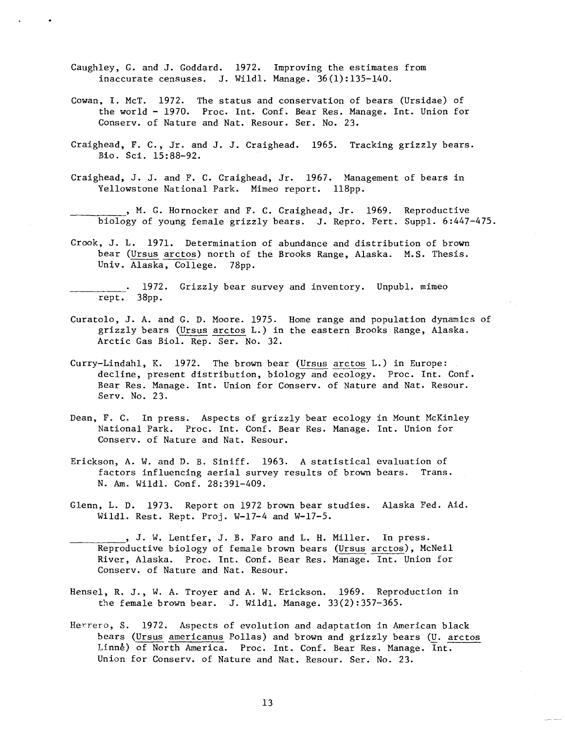Caughley, G. and J. Goddard. 1972. Improving the estimates from inaccurate censuses. J. Wildl. Manage. 36(1):135-140.

Cowan, I. McT. 1972. The status and conservation of bears (Ursidae) of the world - 1970. Proc. Int. Conf. Bear Res. Manage. Int. Union for Conserv. of Nature and Nat. Resour. Ser. No. 23.

Craighead, F. C., Jr. and J. J. Craighead. 1965. Tracking grizzly bears. Bio. Sci. 15:88-92.

Craighead, J. J. and F. C. Craighead, Jr. 1967. Management of bears in Yellowstone National Park. Mimeo report. 118pp.

__________, M. G. Hornocker and F. C. Craighead, Jr. 1969. Reproductive biology of young female grizzly bears. J. Repro. Fert. Suppl. 6:447-475.

Crook, J. L. 1971. Determination of abundance and distribution of brown bear (Ursus arctos) north of the Brooks Range, Alaska. M.S. Thesis. Univ. Alaska, College. 78pp.

__________. 1972. Grizzly bear survey and inventory. Unpubl. mimeo rept. 38pp.

Curatolo, J. A. and G. D. Moore. 1975. Home range and population dynamics of grizzly bears (Ursus arctos L.) in the eastern Brooks Range, Alaska. Arctic Gas Biol. Rep. Ser. No. 32.

Curry-Lindahl, K. 1972. The brown bear (Ursus arctos L.) in Europe: decline, present distribution, biology and ecology. Proc. Int. Conf. Bear Res. Manage. Int. Union for Conserv. of Nature and Nat. Resour. Serv. No. 23.

Dean, F. C. In press. Aspects of grizzly bear ecology in Mount McKinley National Park. Proc. Int. Conf. Bear Res. Manage. Int. Union for Conserv. of Nature and Nat. Resour.

Erickson, A. W. and D. B. Siniff. 1963. A statistical evaluation of factors influencing aerial survey results of brown bears. Trans. N. Am. Wildl. Conf. 28:391-409.

Glenn, L. D. 1973. Report on 1972 brown bear studies. Alaska Fed. Aid. Wildl. Rest. Rept. Proj. W-17-4 and W-17-5.

__________, J. W. Lentfer, J. B. Faro and L. H. Miller. In press. Reproductive biology of female brown bears (Ursus arctos), McNeil River, Alaska. Proc. Int. Conf. Bear Res. Manage. Int. Union for Conserv. of Nature and Nat. Resour.

Hensel, R. J., W. A. Troyer and A. W. Erickson. 1969. Reproduction in the female brown bear. J. Wildl. Manage. 33(2):357-365.

Herrero, S. 1972. Aspects of evolution and adaptation in American black bears (Ursus americanus Pollas) and brown and grizzly bears (U. arctos Linné) of North America. Proc. Int. Conf. Bear Res. Manage. Int. Union for Conserv. of Nature and Nat. Resour. Ser. No. 23.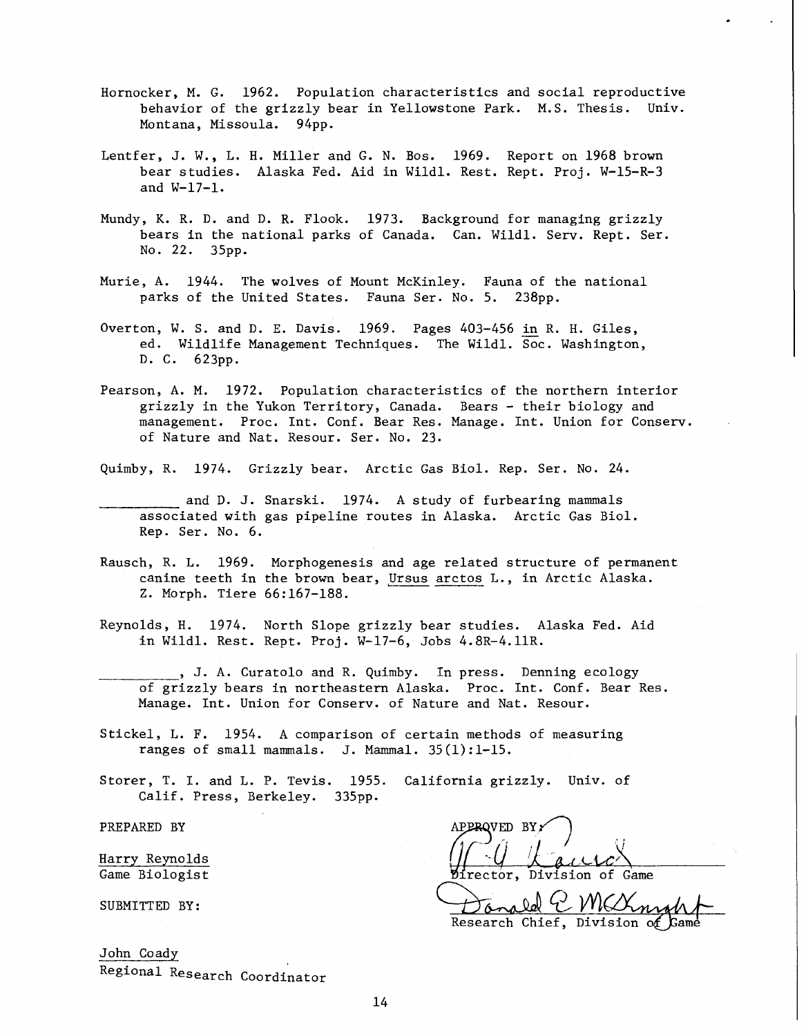Hornocker, M. G. 1962. Population characteristics and social reproductive behavior of the grizzly bear in Yellowstone Park. M.S. Thesis. Univ. Montana, Missoula. 94pp.

Lentfer, J. W., L. H. Miller and G. N. Bos. 1969. Report on 1968 brown bear studies. Alaska Fed. Aid in Wildl. Rest. Rept. Proj. W-15-R-3 and W-17-1.

Mundy, K. R. D. and D. R. Flook. 1973. Background for managing grizzly bears in the national parks of Canada. Can. Wildl. Serv. Rept. Ser. No. 22. 35pp.

Murie, A. 1944. The wolves of Mount McKinley. Fauna of the national parks of the United States. Fauna Ser. No. 5. 238pp.

Overton, W. S. and D. E. Davis. 1969. Pages 403-456 in R. H. Giles, ed. Wildlife Management Techniques. The Wildl. Soc. Washington, D. C. 623pp.

Pearson, A. M. 1972. Population characteristics of the northern interior grizzly in the Yukon Territory, Canada. Bears - their biology and management. Proc. Int. Conf. Bear Res. Manage. Int. Union for Conserv. of Nature and Nat. Resour. Ser. No. 23.

Quimby, R. 1974. Grizzly bear. Arctic Gas Biol. Rep. Ser. No. 24.

__________ and D. J. Snarski. 1974. A study of furbearing mammals associated with gas pipeline routes in Alaska. Arctic Gas Biol. Rep. Ser. No. 6.

Rausch, R. L. 1969. Morphogenesis and age related structure of permanent canine teeth in the brown bear, Ursus arctos L., in Arctic Alaska. Z. Morph. Tiere 66:167-188.

Reynolds, H. 1974. North Slope grizzly bear studies. Alaska Fed. Aid in Wildl. Rest. Rept. Proj. W-17-6, Jobs 4.8R-4.11R.

__________, J. A. Curatolo and R. Quimby. In press. Denning ecology of grizzly bears in northeastern Alaska. Proc. Int. Conf. Bear Res. Manage. Int. Union for Conserv. of Nature and Nat. Resour.

Stickel, L. F. 1954. A comparison of certain methods of measuring ranges of small mammals. J. Mammal. 35(1):1-15.

Storer, T. I. and L. P. Tevis. 1955. California grizzly. Univ. of Calif. Press, Berkeley. 335pp.

PREPARED BY

Harry Reynolds
Game Biologist

SUBMITTED BY:

John Coady
Regional Research Coordinator

APPROVED BY:

Director, Division of Game

Donald E. McKnight
Research Chief, Division of Game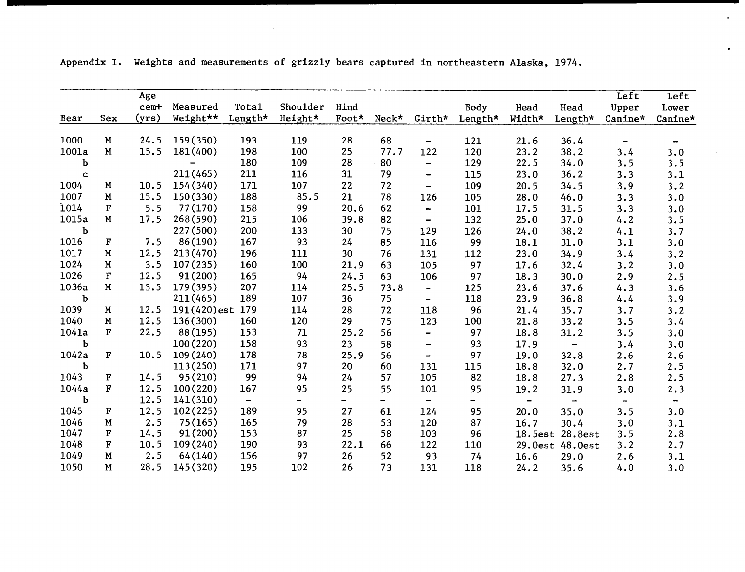Appendix I. Weights and measurements of grizzly bears captured in northeastern Alaska, 1974.

| Bear | Sex | Age cem+ (yrs) | Measured Weight** | Total Length* | Shoulder Height* | Hind Foot* | Neck* | Girth* | Body Length* | Head Width* | Head Length* | Left Upper Canine* | Left Lower Canine* |
|---|---|---|---|---|---|---|---|---|---|---|---|---|---|
| 1000 | M | 24.5 | 159(350) | 193 | 119 | 28 | 68 | - | 121 | 21.6 | 36.4 | - | - |
| 1001a | M | 15.5 | 181(400) | 198 | 100 | 25 | 77.7 | 122 | 120 | 23.2 | 38.2 | 3.4 | 3.0 |
| b | | | - | 180 | 109 | 28 | 80 | - | 129 | 22.5 | 34.0 | 3.5 | 3.5 |
| c | | | 211(465) | 211 | 116 | 31 | 79 | - | 115 | 23.0 | 36.2 | 3.3 | 3.1 |
| 1004 | M | 10.5 | 154(340) | 171 | 107 | 22 | 72 | - | 109 | 20.5 | 34.5 | 3.9 | 3.2 |
| 1007 | M | 15.5 | 150(330) | 188 | 85.5 | 21 | 78 | 126 | 105 | 28.0 | 46.0 | 3.3 | 3.0 |
| 1014 | F | 5.5 | 77(170) | 158 | 99 | 20.6 | 62 | - | 101 | 17.5 | 31.5 | 3.3 | 3.0 |
| 1015a | M | 17.5 | 268(590) | 215 | 106 | 39.8 | 82 | - | 132 | 25.0 | 37.0 | 4.2 | 3.5 |
| b | | | 227(500) | 200 | 133 | 30 | 75 | 129 | 126 | 24.0 | 38.2 | 4.1 | 3.7 |
| 1016 | F | 7.5 | 86(190) | 167 | 93 | 24 | 85 | 116 | 99 | 18.1 | 31.0 | 3.1 | 3.0 |
| 1017 | M | 12.5 | 213(470) | 196 | 111 | 30 | 76 | 131 | 112 | 23.0 | 34.9 | 3.4 | 3.2 |
| 1024 | M | 3.5 | 107(235) | 160 | 100 | 21.9 | 63 | 105 | 97 | 17.6 | 32.4 | 3.2 | 3.0 |
| 1026 | F | 12.5 | 91(200) | 165 | 94 | 24.5 | 63 | 106 | 97 | 18.3 | 30.0 | 2.9 | 2.5 |
| 1036a | M | 13.5 | 179(395) | 207 | 114 | 25.5 | 73.8 | - | 125 | 23.6 | 37.6 | 4.3 | 3.6 |
| b | | | 211(465) | 189 | 107 | 36 | 75 | - | 118 | 23.9 | 36.8 | 4.4 | 3.9 |
| 1039 | M | 12.5 | 191(420)est | 179 | 114 | 28 | 72 | 118 | 96 | 21.4 | 35.7 | 3.7 | 3.2 |
| 1040 | M | 12.5 | 136(300) | 160 | 120 | 29 | 75 | 123 | 100 | 21.8 | 33.2 | 3.5 | 3.4 |
| 1041a | F | 22.5 | 88(195) | 153 | 71 | 25.2 | 56 | - | 97 | 18.8 | 31.2 | 3.5 | 3.0 |
| b | | | 100(220) | 158 | 93 | 23 | 58 | - | 93 | 17.9 | - | 3.4 | 3.0 |
| 1042a | F | 10.5 | 109(240) | 178 | 78 | 25.9 | 56 | - | 97 | 19.0 | 32.8 | 2.6 | 2.6 |
| b | | | 113(250) | 171 | 97 | 20 | 60 | 131 | 115 | 18.8 | 32.0 | 2.7 | 2.5 |
| 1043 | F | 14.5 | 95(210) | 99 | 94 | 24 | 57 | 105 | 82 | 18.8 | 27.3 | 2.8 | 2.5 |
| 1044a | F | 12.5 | 100(220) | 167 | 95 | 25 | 55 | 101 | 95 | 19.2 | 31.9 | 3.0 | 2.3 |
| b | | 12.5 | 141(310) | - | - | - | - | - | - | - | - | - | - |
| 1045 | F | 12.5 | 102(225) | 189 | 95 | 27 | 61 | 124 | 95 | 20.0 | 35.0 | 3.5 | 3.0 |
| 1046 | M | 2.5 | 75(165) | 165 | 79 | 28 | 53 | 120 | 87 | 16.7 | 30.4 | 3.0 | 3.1 |
| 1047 | F | 14.5 | 91(200) | 153 | 87 | 25 | 58 | 103 | 96 | 18.5est | 28.8est | 3.5 | 2.8 |
| 1048 | F | 10.5 | 109(240) | 190 | 93 | 22.1 | 66 | 122 | 110 | 29.0est | 48.0est | 3.2 | 2.7 |
| 1049 | M | 2.5 | 64(140) | 156 | 97 | 26 | 52 | 93 | 74 | 16.6 | 29.0 | 2.6 | 3.1 |
| 1050 | M | 28.5 | 145(320) | 195 | 102 | 26 | 73 | 131 | 118 | 24.2 | 35.6 | 4.0 | 3.0 |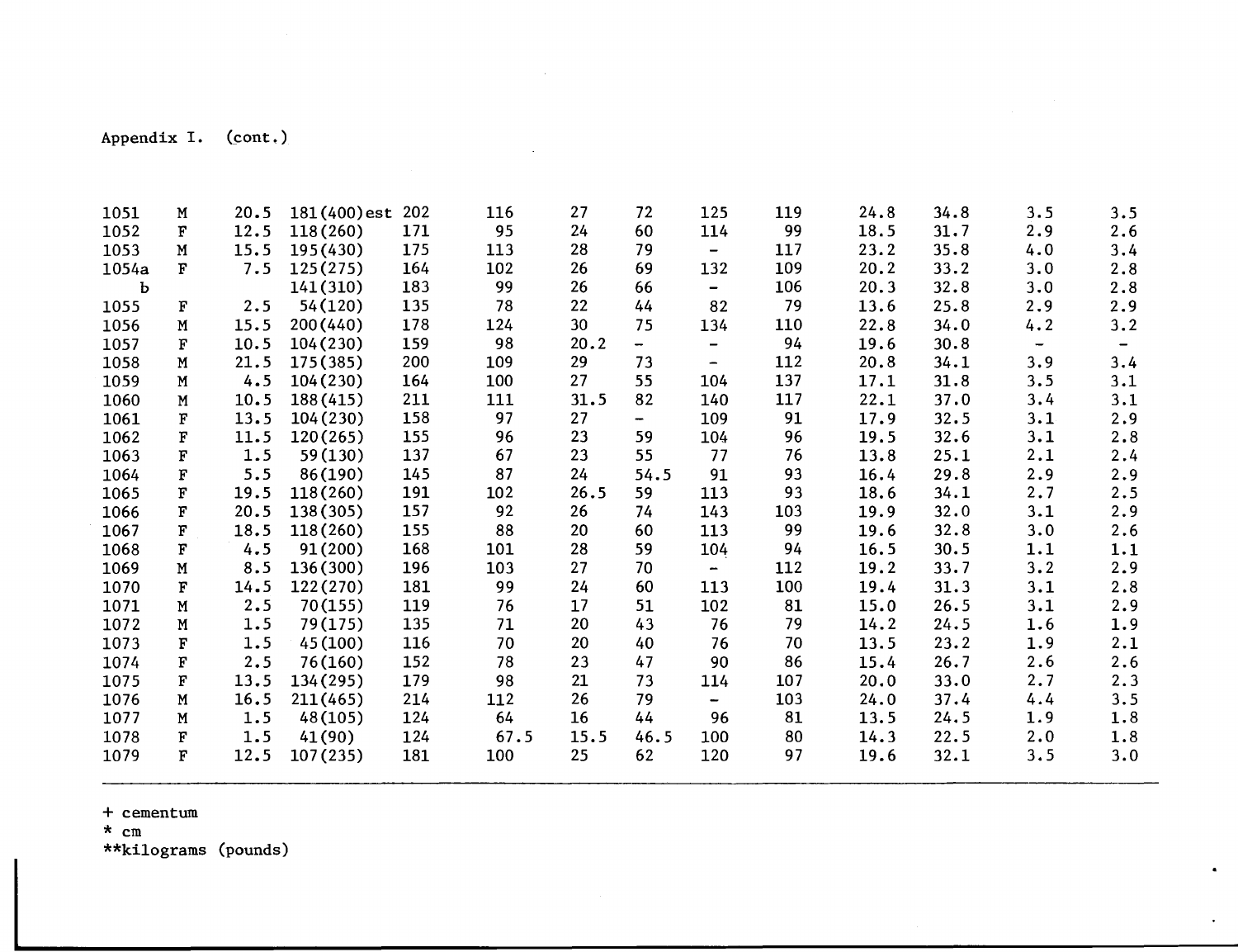Appendix I. (cont.)

| | | | | | | | | | | | | | |
|---|---|---|---|---|---|---|---|---|---|---|---|---|---|
| 1051 | M | 20.5 | 181(400)est | 202 | 116 | 27 | 72 | 125 | 119 | 24.8 | 34.8 | 3.5 | 3.5 |
| 1052 | F | 12.5 | 118(260) | 171 | 95 | 24 | 60 | 114 | 99 | 18.5 | 31.7 | 2.9 | 2.6 |
| 1053 | M | 15.5 | 195(430) | 175 | 113 | 28 | 79 | - | 117 | 23.2 | 35.8 | 4.0 | 3.4 |
| 1054a | F | 7.5 | 125(275) | 164 | 102 | 26 | 69 | 132 | 109 | 20.2 | 33.2 | 3.0 | 2.8 |
| b | | | 141(310) | 183 | 99 | 26 | 66 | - | 106 | 20.3 | 32.8 | 3.0 | 2.8 |
| 1055 | F | 2.5 | 54(120) | 135 | 78 | 22 | 44 | 82 | 79 | 13.6 | 25.8 | 2.9 | 2.9 |
| 1056 | M | 15.5 | 200(440) | 178 | 124 | 30 | 75 | 134 | 110 | 22.8 | 34.0 | 4.2 | 3.2 |
| 1057 | F | 10.5 | 104(230) | 159 | 98 | 20.2 | - | - | 94 | 19.6 | 30.8 | - | - |
| 1058 | M | 21.5 | 175(385) | 200 | 109 | 29 | 73 | - | 112 | 20.8 | 34.1 | 3.9 | 3.4 |
| 1059 | M | 4.5 | 104(230) | 164 | 100 | 27 | 55 | 104 | 137 | 17.1 | 31.8 | 3.5 | 3.1 |
| 1060 | M | 10.5 | 188(415) | 211 | 111 | 31.5 | 82 | 140 | 117 | 22.1 | 37.0 | 3.4 | 3.1 |
| 1061 | F | 13.5 | 104(230) | 158 | 97 | 27 | - | 109 | 91 | 17.9 | 32.5 | 3.1 | 2.9 |
| 1062 | F | 11.5 | 120(265) | 155 | 96 | 23 | 59 | 104 | 96 | 19.5 | 32.6 | 3.1 | 2.8 |
| 1063 | F | 1.5 | 59(130) | 137 | 67 | 23 | 55 | 77 | 76 | 13.8 | 25.1 | 2.1 | 2.4 |
| 1064 | F | 5.5 | 86(190) | 145 | 87 | 24 | 54.5 | 91 | 93 | 16.4 | 29.8 | 2.9 | 2.9 |
| 1065 | F | 19.5 | 118(260) | 191 | 102 | 26.5 | 59 | 113 | 93 | 18.6 | 34.1 | 2.7 | 2.5 |
| 1066 | F | 20.5 | 138(305) | 157 | 92 | 26 | 74 | 143 | 103 | 19.9 | 32.0 | 3.1 | 2.9 |
| 1067 | F | 18.5 | 118(260) | 155 | 88 | 20 | 60 | 113 | 99 | 19.6 | 32.8 | 3.0 | 2.6 |
| 1068 | F | 4.5 | 91(200) | 168 | 101 | 28 | 59 | 104 | 94 | 16.5 | 30.5 | 1.1 | 1.1 |
| 1069 | M | 8.5 | 136(300) | 196 | 103 | 27 | 70 | - | 112 | 19.2 | 33.7 | 3.2 | 2.9 |
| 1070 | F | 14.5 | 122(270) | 181 | 99 | 24 | 60 | 113 | 100 | 19.4 | 31.3 | 3.1 | 2.8 |
| 1071 | M | 2.5 | 70(155) | 119 | 76 | 17 | 51 | 102 | 81 | 15.0 | 26.5 | 3.1 | 2.9 |
| 1072 | M | 1.5 | 79(175) | 135 | 71 | 20 | 43 | 76 | 79 | 14.2 | 24.5 | 1.6 | 1.9 |
| 1073 | F | 1.5 | 45(100) | 116 | 70 | 20 | 40 | 76 | 70 | 13.5 | 23.2 | 1.9 | 2.1 |
| 1074 | F | 2.5 | 76(160) | 152 | 78 | 23 | 47 | 90 | 86 | 15.4 | 26.7 | 2.6 | 2.6 |
| 1075 | F | 13.5 | 134(295) | 179 | 98 | 21 | 73 | 114 | 107 | 20.0 | 33.0 | 2.7 | 2.3 |
| 1076 | M | 16.5 | 211(465) | 214 | 112 | 26 | 79 | - | 103 | 24.0 | 37.4 | 4.4 | 3.5 |
| 1077 | M | 1.5 | 48(105) | 124 | 64 | 16 | 44 | 96 | 81 | 13.5 | 24.5 | 1.9 | 1.8 |
| 1078 | F | 1.5 | 41(90) | 124 | 67.5 | 15.5 | 46.5 | 100 | 80 | 14.3 | 22.5 | 2.0 | 1.8 |
| 1079 | F | 12.5 | 107(235) | 181 | 100 | 25 | 62 | 120 | 97 | 19.6 | 32.1 | 3.5 | 3.0 |

+ cementum  
* cm  
**kilograms (pounds)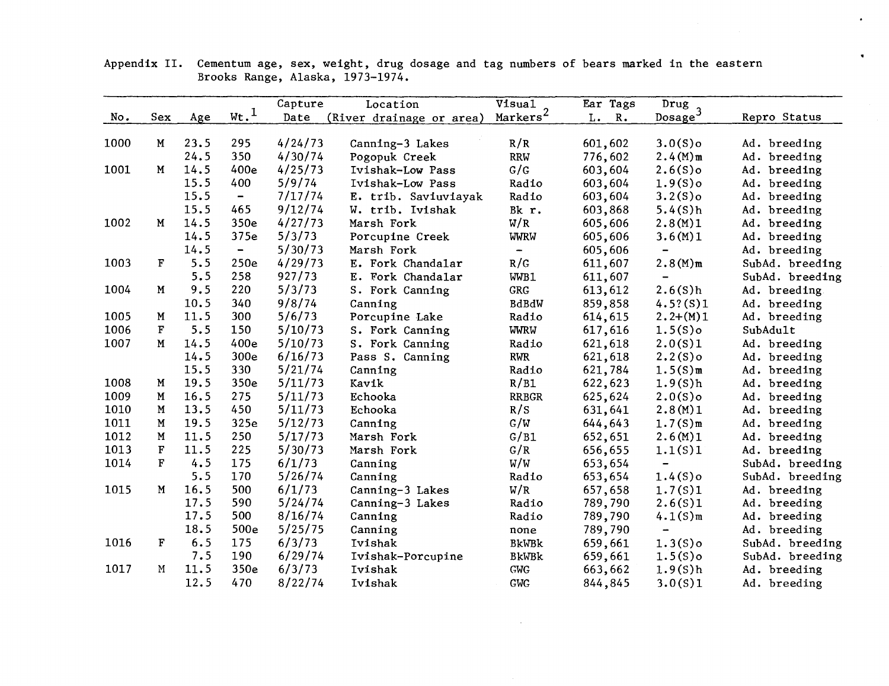Appendix II. Cementum age, sex, weight, drug dosage and tag numbers of bears marked in the eastern Brooks Range, Alaska, 1973-1974.

| No. | Sex | Age | Wt.[1] | Capture Date | Location (River drainage or area) | Visual Markers[2] | Ear Tags L. R. | Drug Dosage[3] | Repro Status |
|---|---|---|---|---|---|---|---|---|---|
| 1000 | M | 23.5 | 295 | 4/24/73 | Canning-3 Lakes | R/R | 601,602 | 3.0(S)o | Ad. breeding |
| | | 24.5 | 350 | 4/30/74 | Pogopuk Creek | RRW | 776,602 | 2.4(M)m | Ad. breeding |
| 1001 | M | 14.5 | 400e | 4/25/73 | Ivishak-Low Pass | G/G | 603,604 | 2.6(S)o | Ad. breeding |
| | | 15.5 | 400 | 5/9/74 | Ivishak-Low Pass | Radio | 603,604 | 1.9(S)o | Ad. breeding |
| | | 15.5 | - | 7/17/74 | E. trib. Saviuviayak | Radio | 603,604 | 3.2(S)o | Ad. breeding |
| | | 15.5 | 465 | 9/12/74 | W. trib. Ivishak | Bk r. | 603,868 | 5.4(S)h | Ad. breeding |
| 1002 | M | 14.5 | 350e | 4/27/73 | Marsh Fork | W/R | 605,606 | 2.8(M)1 | Ad. breeding |
| | | 14.5 | 375e | 5/3/73 | Porcupine Creek | WWRW | 605,606 | 3.6(M)1 | Ad. breeding |
| | | 14.5 | - | 5/30/73 | Marsh Fork | - | 605,606 | - | Ad. breeding |
| 1003 | F | 5.5 | 250e | 4/29/73 | E. Fork Chandalar | R/G | 611,607 | 2.8(M)m | SubAd. breeding |
| | | 5.5 | 258 | 927/73 | E. Fork Chandalar | WWB1 | 611,607 | - | SubAd. breeding |
| 1004 | M | 9.5 | 220 | 5/3/73 | S. Fork Canning | GRG | 613,612 | 2.6(S)h | Ad. breeding |
| | | 10.5 | 340 | 9/8/74 | Canning | BdBdW | 859,858 | 4.5?(S)1 | Ad. breeding |
| 1005 | M | 11.5 | 300 | 5/6/73 | Porcupine Lake | Radio | 614,615 | 2.2+(M)1 | Ad. breeding |
| 1006 | F | 5.5 | 150 | 5/10/73 | S. Fork Canning | WWRW | 617,616 | 1.5(S)o | SubAdult |
| 1007 | M | 14.5 | 400e | 5/10/73 | S. Fork Canning | Radio | 621,618 | 2.0(S)1 | Ad. breeding |
| | | 14.5 | 300e | 6/16/73 | Pass S. Canning | RWR | 621,618 | 2.2(S)o | Ad. breeding |
| | | 15.5 | 330 | 5/21/74 | Canning | Radio | 621,784 | 1.5(S)m | Ad. breeding |
| 1008 | M | 19.5 | 350e | 5/11/73 | Kavik | R/B1 | 622,623 | 1.9(S)h | Ad. breeding |
| 1009 | M | 16.5 | 275 | 5/11/73 | Echooka | RRBGR | 625,624 | 2.0(S)o | Ad. breeding |
| 1010 | M | 13.5 | 450 | 5/11/73 | Echooka | R/S | 631,641 | 2.8(M)1 | Ad. breeding |
| 1011 | M | 19.5 | 325e | 5/12/73 | Canning | G/W | 644,643 | 1.7(S)m | Ad. breeding |
| 1012 | M | 11.5 | 250 | 5/17/73 | Marsh Fork | G/B1 | 652,651 | 2.6(M)1 | Ad. breeding |
| 1013 | F | 11.5 | 225 | 5/30/73 | Marsh Fork | G/R | 656,655 | 1.1(S)1 | Ad. breeding |
| 1014 | F | 4.5 | 175 | 6/1/73 | Canning | W/W | 653,654 | - | SubAd. breeding |
| | | 5.5 | 170 | 5/26/74 | Canning | Radio | 653,654 | 1.4(S)o | SubAd. breeding |
| 1015 | M | 16.5 | 500 | 6/1/73 | Canning-3 Lakes | W/R | 657,658 | 1.7(S)1 | Ad. breeding |
| | | 17.5 | 590 | 5/24/74 | Canning-3 Lakes | Radio | 789,790 | 2.6(S)1 | Ad. breeding |
| | | 17.5 | 500 | 8/16/74 | Canning | Radio | 789,790 | 4.1(S)m | Ad. breeding |
| | | 18.5 | 500e | 5/25/75 | Canning | none | 789,790 | - | Ad. breeding |
| 1016 | F | 6.5 | 175 | 6/3/73 | Ivishak | BkWBk | 659,661 | 1.3(S)o | SubAd. breeding |
| | | 7.5 | 190 | 6/29/74 | Ivishak-Porcupine | BkWBk | 659,661 | 1.5(S)o | SubAd. breeding |
| 1017 | M | 11.5 | 350e | 6/3/73 | Ivishak | GWG | 663,662 | 1.9(S)h | Ad. breeding |
| | | 12.5 | 470 | 8/22/74 | Ivishak | GWG | 844,845 | 3.0(S)1 | Ad. breeding |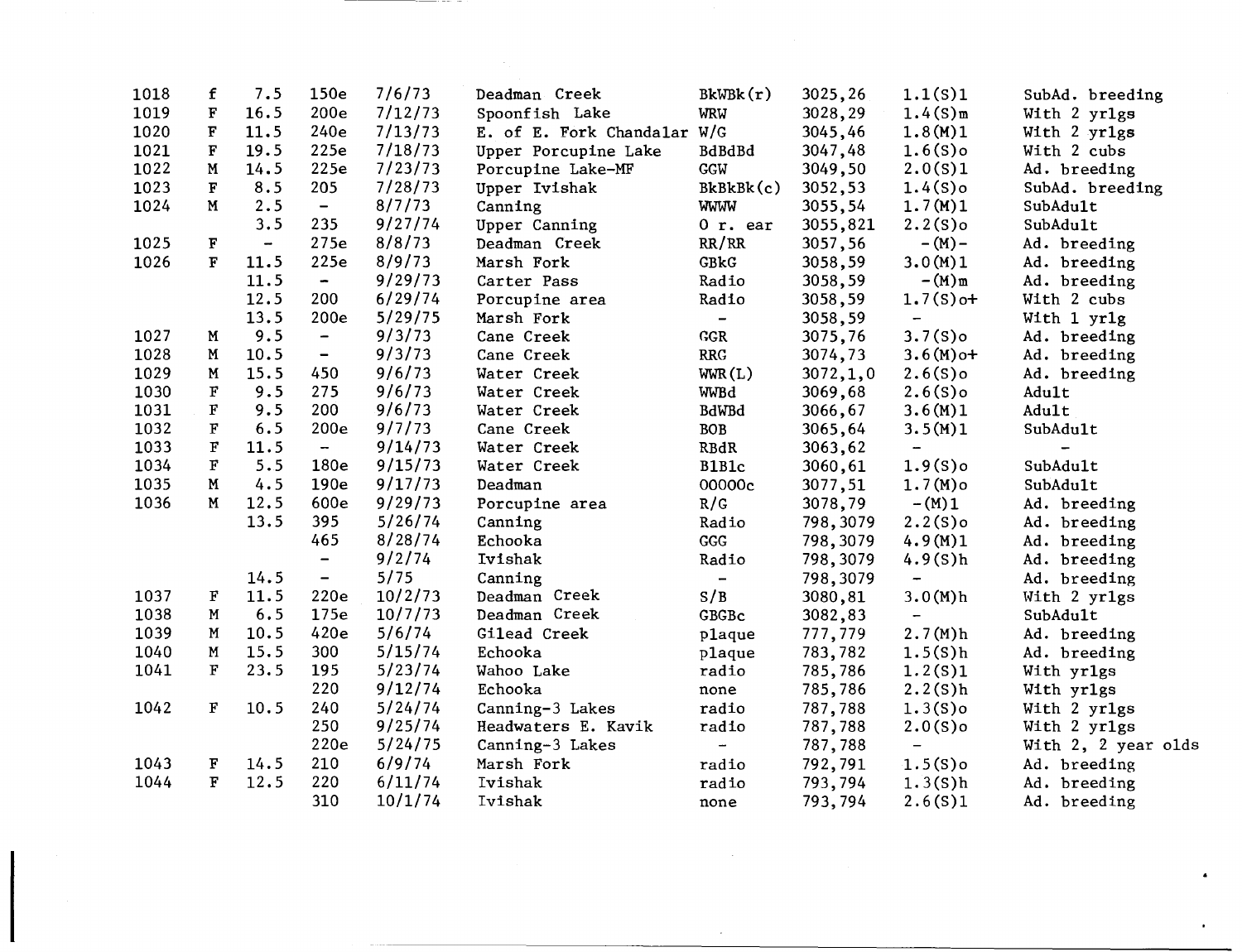| | | | | | | | | | |
|---|---|---|---|---|---|---|---|---|---|
| 1018 | f | 7.5 | 150e | 7/6/73 | Deadman Creek | BkWBk(r) | 3025,26 | 1.1(S)1 | SubAd. breeding |
| 1019 | F | 16.5 | 200e | 7/12/73 | Spoonfish Lake | WRW | 3028,29 | 1.4(S)m | With 2 yrlgs |
| 1020 | F | 11.5 | 240e | 7/13/73 | E. of E. Fork Chandalar | W/G | 3045,46 | 1.8(M)1 | With 2 yrlgs |
| 1021 | F | 19.5 | 225e | 7/18/73 | Upper Porcupine Lake | BdBdBd | 3047,48 | 1.6(S)o | With 2 cubs |
| 1022 | M | 14.5 | 225e | 7/23/73 | Porcupine Lake-MF | GGW | 3049,50 | 2.0(S)1 | Ad. breeding |
| 1023 | F | 8.5 | 205 | 7/28/73 | Upper Ivishak | BkBkBk(c) | 3052,53 | 1.4(S)o | SubAd. breeding |
| 1024 | M | 2.5 | - | 8/7/73 | Canning | WWWW | 3055,54 | 1.7(M)1 | SubAdult |
| | | 3.5 | 235 | 9/27/74 | Upper Canning | O r. ear | 3055,821 | 2.2(S)o | SubAdult |
| 1025 | F | - | 275e | 8/8/73 | Deadman Creek | RR/RR | 3057,56 | -(M)- | Ad. breeding |
| 1026 | F | 11.5 | 225e | 8/9/73 | Marsh Fork | GBkG | 3058,59 | 3.0(M)1 | Ad. breeding |
| | | 11.5 | - | 9/29/73 | Carter Pass | Radio | 3058,59 | -(M)m | Ad. breeding |
| | | 12.5 | 200 | 6/29/74 | Porcupine area | Radio | 3058,59 | 1.7(S)o+ | With 2 cubs |
| | | 13.5 | 200e | 5/29/75 | Marsh Fork | - | 3058,59 | - | With 1 yrlg |
| 1027 | M | 9.5 | - | 9/3/73 | Cane Creek | GGR | 3075,76 | 3.7(S)o | Ad. breeding |
| 1028 | M | 10.5 | - | 9/3/73 | Cane Creek | RRG | 3074,73 | 3.6(M)o+ | Ad. breeding |
| 1029 | M | 15.5 | 450 | 9/6/73 | Water Creek | WWR(L) | 3072,1,0 | 2.6(S)o | Ad. breeding |
| 1030 | F | 9.5 | 275 | 9/6/73 | Water Creek | WWBd | 3069,68 | 2.6(S)o | Adult |
| 1031 | F | 9.5 | 200 | 9/6/73 | Water Creek | BdWBd | 3066,67 | 3.6(M)1 | Adult |
| 1032 | F | 6.5 | 200e | 9/7/73 | Cane Creek | BOB | 3065,64 | 3.5(M)1 | SubAdult |
| 1033 | F | 11.5 | - | 9/14/73 | Water Creek | RBdR | 3063,62 | - | - |
| 1034 | F | 5.5 | 180e | 9/15/73 | Water Creek | BlBlc | 3060,61 | 1.9(S)o | SubAdult |
| 1035 | M | 4.5 | 190e | 9/17/73 | Deadman | OOOOOc | 3077,51 | 1.7(M)o | SubAdult |
| 1036 | M | 12.5 | 600e | 9/29/73 | Porcupine area | R/G | 3078,79 | -(M)1 | Ad. breeding |
| | | 13.5 | 395 | 5/26/74 | Canning | Radio | 798,3079 | 2.2(S)o | Ad. breeding |
| | | | 465 | 8/28/74 | Echooka | GGG | 798,3079 | 4.9(M)1 | Ad. breeding |
| | | | - | 9/2/74 | Ivishak | Radio | 798,3079 | 4.9(S)h | Ad. breeding |
| | | 14.5 | - | 5/75 | Canning | - | 798,3079 | - | Ad. breeding |
| 1037 | F | 11.5 | 220e | 10/2/73 | Deadman Creek | S/B | 3080,81 | 3.0(M)h | With 2 yrlgs |
| 1038 | M | 6.5 | 175e | 10/7/73 | Deadman Creek | GBGBc | 3082,83 | - | SubAdult |
| 1039 | M | 10.5 | 420e | 5/6/74 | Gilead Creek | plaque | 777,779 | 2.7(M)h | Ad. breeding |
| 1040 | M | 15.5 | 300 | 5/15/74 | Echooka | plaque | 783,782 | 1.5(S)h | Ad. breeding |
| 1041 | F | 23.5 | 195 | 5/23/74 | Wahoo Lake | radio | 785,786 | 1.2(S)1 | With yrlgs |
| | | | 220 | 9/12/74 | Echooka | none | 785,786 | 2.2(S)h | With yrlgs |
| 1042 | F | 10.5 | 240 | 5/24/74 | Canning-3 Lakes | radio | 787,788 | 1.3(S)o | With 2 yrlgs |
| | | | 250 | 9/25/74 | Headwaters E. Kavik | radio | 787,788 | 2.0(S)o | With 2 yrlgs |
| | | | 220e | 5/24/75 | Canning-3 Lakes | - | 787,788 | - | With 2, 2 year olds |
| 1043 | F | 14.5 | 210 | 6/9/74 | Marsh Fork | radio | 792,791 | 1.5(S)o | Ad. breeding |
| 1044 | F | 12.5 | 220 | 6/11/74 | Ivishak | radio | 793,794 | 1.3(S)h | Ad. breeding |
| | | | 310 | 10/1/74 | Ivishak | none | 793,794 | 2.6(S)1 | Ad. breeding |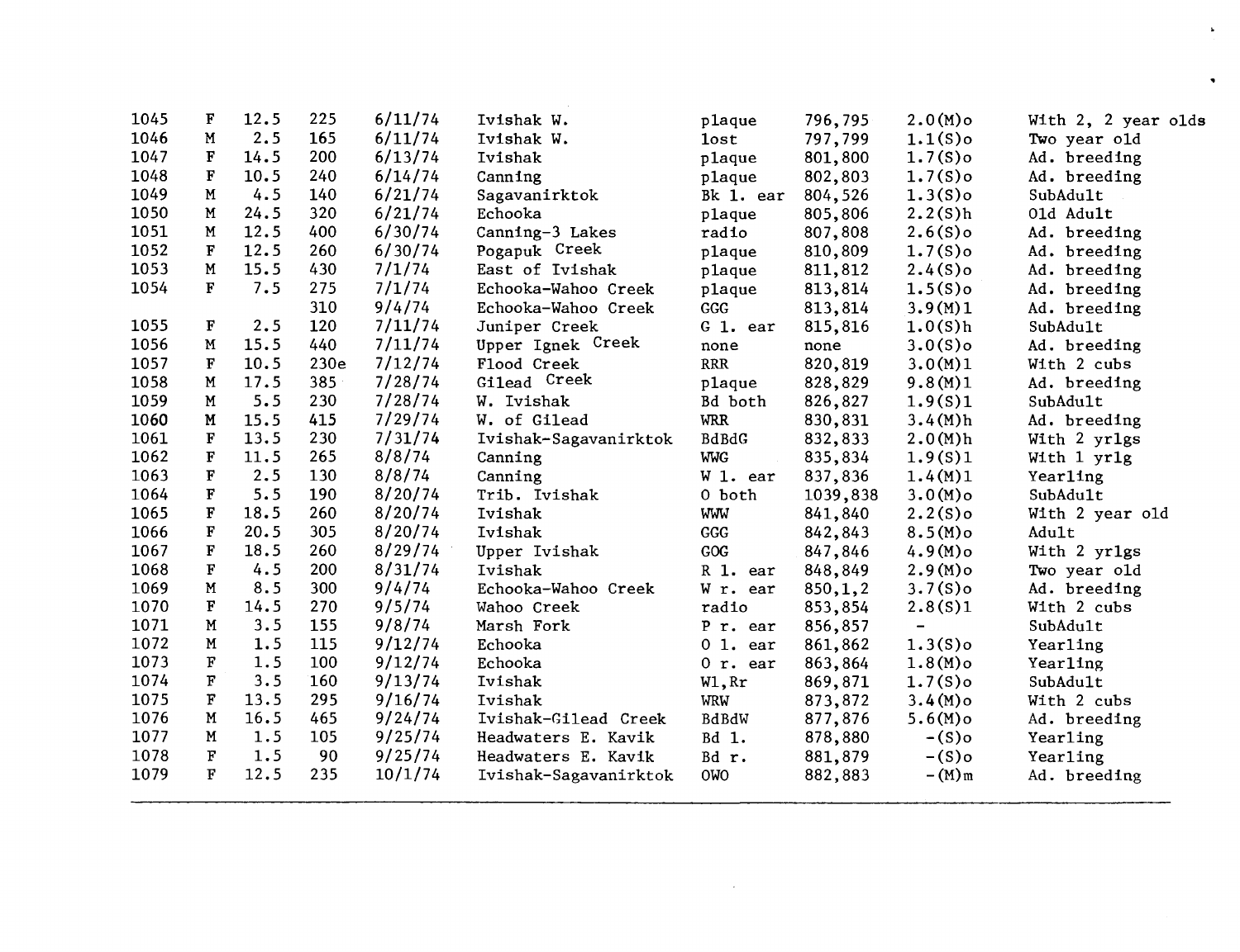| | | | | | | | | | |
|---|---|---|---|---|---|---|---|---|---|
| 1045 | F | 12.5 | 225 | 6/11/74 | Ivishak W. | plaque | 796,795 | 2.0(M)o | With 2, 2 year olds |
| 1046 | M | 2.5 | 165 | 6/11/74 | Ivishak W. | lost | 797,799 | 1.1(S)o | Two year old |
| 1047 | F | 14.5 | 200 | 6/13/74 | Ivishak | plaque | 801,800 | 1.7(S)o | Ad. breeding |
| 1048 | F | 10.5 | 240 | 6/14/74 | Canning | plaque | 802,803 | 1.7(S)o | Ad. breeding |
| 1049 | M | 4.5 | 140 | 6/21/74 | Sagavanirktok | Bk l. ear | 804,526 | 1.3(S)o | SubAdult |
| 1050 | M | 24.5 | 320 | 6/21/74 | Echooka | plaque | 805,806 | 2.2(S)h | Old Adult |
| 1051 | M | 12.5 | 400 | 6/30/74 | Canning-3 Lakes | radio | 807,808 | 2.6(S)o | Ad. breeding |
| 1052 | F | 12.5 | 260 | 6/30/74 | Pogapuk Creek | plaque | 810,809 | 1.7(S)o | Ad. breeding |
| 1053 | M | 15.5 | 430 | 7/1/74 | East of Ivishak | plaque | 811,812 | 2.4(S)o | Ad. breeding |
| 1054 | F | 7.5 | 275 | 7/1/74 | Echooka-Wahoo Creek | plaque | 813,814 | 1.5(S)o | Ad. breeding |
| | | | 310 | 9/4/74 | Echooka-Wahoo Creek | GGG | 813,814 | 3.9(M)l | Ad. breeding |
| 1055 | F | 2.5 | 120 | 7/11/74 | Juniper Creek | G l. ear | 815,816 | 1.0(S)h | SubAdult |
| 1056 | M | 15.5 | 440 | 7/11/74 | Upper Ignek Creek | none | none | 3.0(S)o | Ad. breeding |
| 1057 | F | 10.5 | 230e | 7/12/74 | Flood Creek | RRR | 820,819 | 3.0(M)l | With 2 cubs |
| 1058 | M | 17.5 | 385 | 7/28/74 | Gilead Creek | plaque | 828,829 | 9.8(M)l | Ad. breeding |
| 1059 | M | 5.5 | 230 | 7/28/74 | W. Ivishak | Bd both | 826,827 | 1.9(S)l | SubAdult |
| 1060 | M | 15.5 | 415 | 7/29/74 | W. of Gilead | WRR | 830,831 | 3.4(M)h | Ad. breeding |
| 1061 | F | 13.5 | 230 | 7/31/74 | Ivishak-Sagavanirktok | BdBdG | 832,833 | 2.0(M)h | With 2 yrlgs |
| 1062 | F | 11.5 | 265 | 8/8/74 | Canning | WWG | 835,834 | 1.9(S)l | With 1 yrlg |
| 1063 | F | 2.5 | 130 | 8/8/74 | Canning | W l. ear | 837,836 | 1.4(M)l | Yearling |
| 1064 | F | 5.5 | 190 | 8/20/74 | Trib. Ivishak | O both | 1039,838 | 3.0(M)o | SubAdult |
| 1065 | F | 18.5 | 260 | 8/20/74 | Ivishak | WWW | 841,840 | 2.2(S)o | With 2 year old |
| 1066 | F | 20.5 | 305 | 8/20/74 | Ivishak | GGG | 842,843 | 8.5(M)o | Adult |
| 1067 | F | 18.5 | 260 | 8/29/74 | Upper Ivishak | GOG | 847,846 | 4.9(M)o | With 2 yrlgs |
| 1068 | F | 4.5 | 200 | 8/31/74 | Ivishak | R l. ear | 848,849 | 2.9(M)o | Two year old |
| 1069 | M | 8.5 | 300 | 9/4/74 | Echooka-Wahoo Creek | W r. ear | 850,1,2 | 3.7(S)o | Ad. breeding |
| 1070 | F | 14.5 | 270 | 9/5/74 | Wahoo Creek | radio | 853,854 | 2.8(S)l | With 2 cubs |
| 1071 | M | 3.5 | 155 | 9/8/74 | Marsh Fork | P r. ear | 856,857 | - | SubAdult |
| 1072 | M | 1.5 | 115 | 9/12/74 | Echooka | O l. ear | 861,862 | 1.3(S)o | Yearling |
| 1073 | F | 1.5 | 100 | 9/12/74 | Echooka | O r. ear | 863,864 | 1.8(M)o | Yearling |
| 1074 | F | 3.5 | 160 | 9/13/74 | Ivishak | Wl,Rr | 869,871 | 1.7(S)o | SubAdult |
| 1075 | F | 13.5 | 295 | 9/16/74 | Ivishak | WRW | 873,872 | 3.4(M)o | With 2 cubs |
| 1076 | M | 16.5 | 465 | 9/24/74 | Ivishak-Gilead Creek | BdBdW | 877,876 | 5.6(M)o | Ad. breeding |
| 1077 | M | 1.5 | 105 | 9/25/74 | Headwaters E. Kavik | Bd l. | 878,880 | -(S)o | Yearling |
| 1078 | F | 1.5 | 90 | 9/25/74 | Headwaters E. Kavik | Bd r. | 881,879 | -(S)o | Yearling |
| 1079 | F | 12.5 | 235 | 10/1/74 | Ivishak-Sagavanirktok | OWO | 882,883 | -(M)m | Ad. breeding |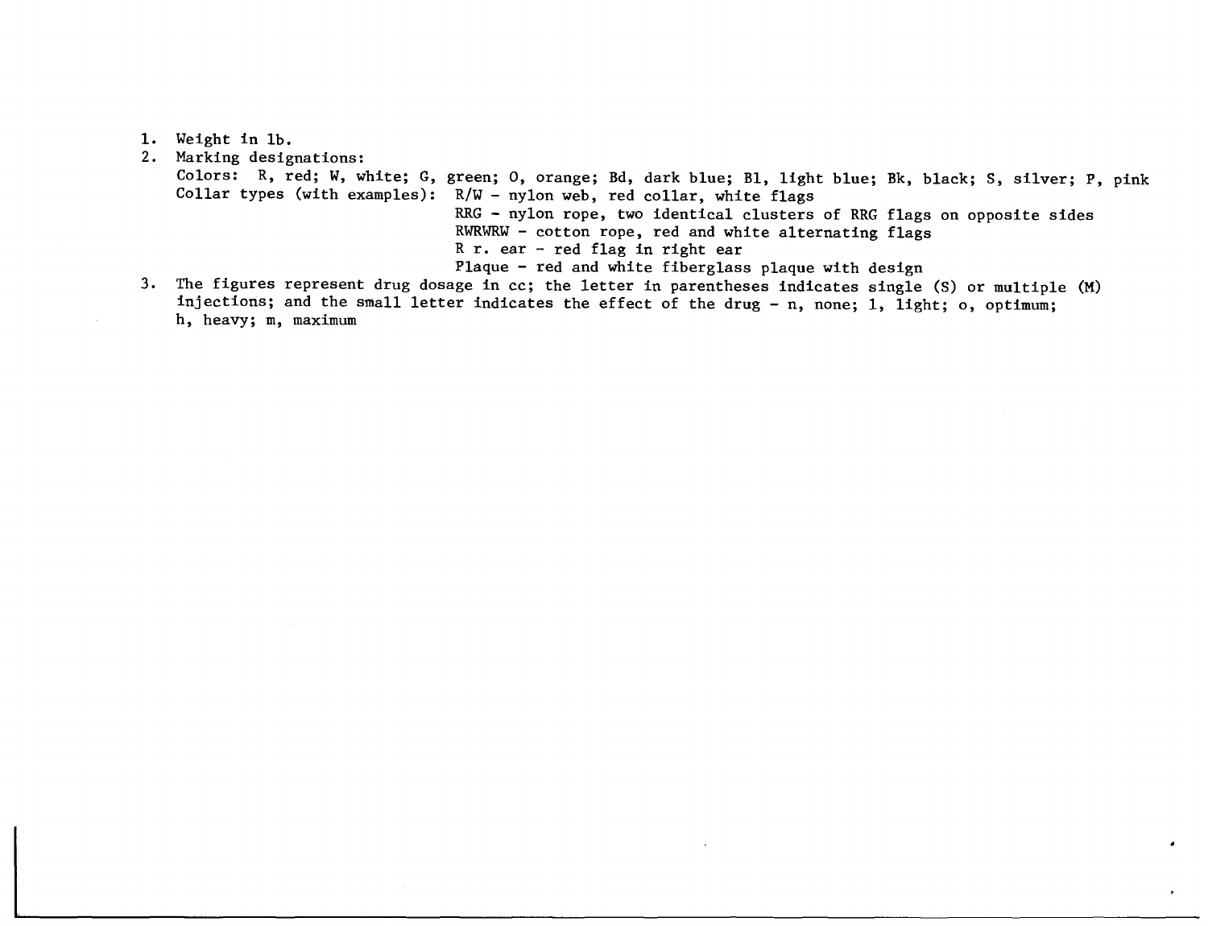1. Weight in lb.
2. Marking designations:
   Colors: R, red; W, white; G, green; O, orange; Bd, dark blue; Bl, light blue; Bk, black; S, silver; P, pink
   Collar types (with examples): R/W - nylon web, red collar, white flags
   RRG - nylon rope, two identical clusters of RRG flags on opposite sides
   RWRWRW - cotton rope, red and white alternating flags
   R r. ear - red flag in right ear
   Plaque - red and white fiberglass plaque with design
3. The figures represent drug dosage in cc; the letter in parentheses indicates single (S) or multiple (M) injections; and the small letter indicates the effect of the drug - n, none; l, light; o, optimum; h, heavy; m, maximum